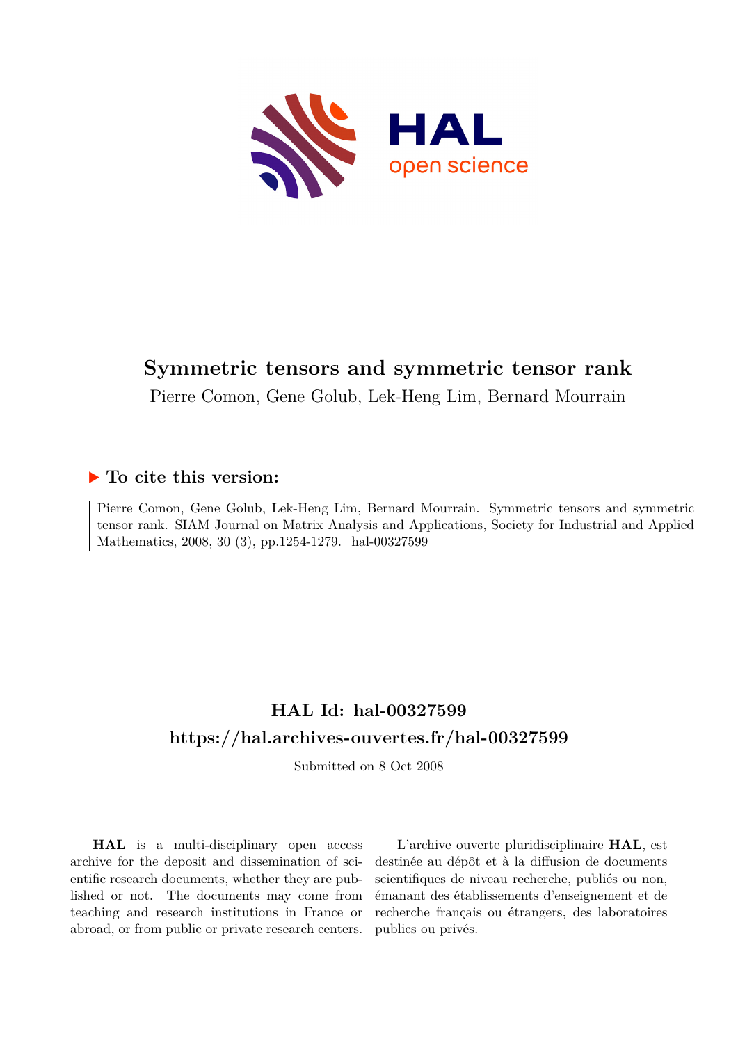# Symmetric tensors and symmetric tensor rank

Pierre Comon, Gene Golub, Lek-Heng Lim, Bernard Mourrain

## ▶ To cite this version:

Pierre Comon, Gene Golub, Lek-Heng Lim, Bernard Mourrain. Symmetric tensors and symmetric tensor rank. SIAM Journal on Matrix Analysis and Applications, Society for Industrial and Applied Mathematics, 2008, 30 (3), pp.1254-1279. hal-00327599

## HAL Id: hal-00327599

## https://hal.archives-ouvertes.fr/hal-00327599

Submitted on 8 Oct 2008

**HAL** is a multi-disciplinary open access archive for the deposit and dissemination of scientific research documents, whether they are published or not. The documents may come from teaching and research institutions in France or abroad, or from public or private research centers.

L'archive ouverte pluridisciplinaire **HAL**, est destinée au dépôt et à la diffusion de documents scientifiques de niveau recherche, publiés ou non, émanant des établissements d'enseignement et de recherche français ou étrangers, des laboratoires publics ou privés.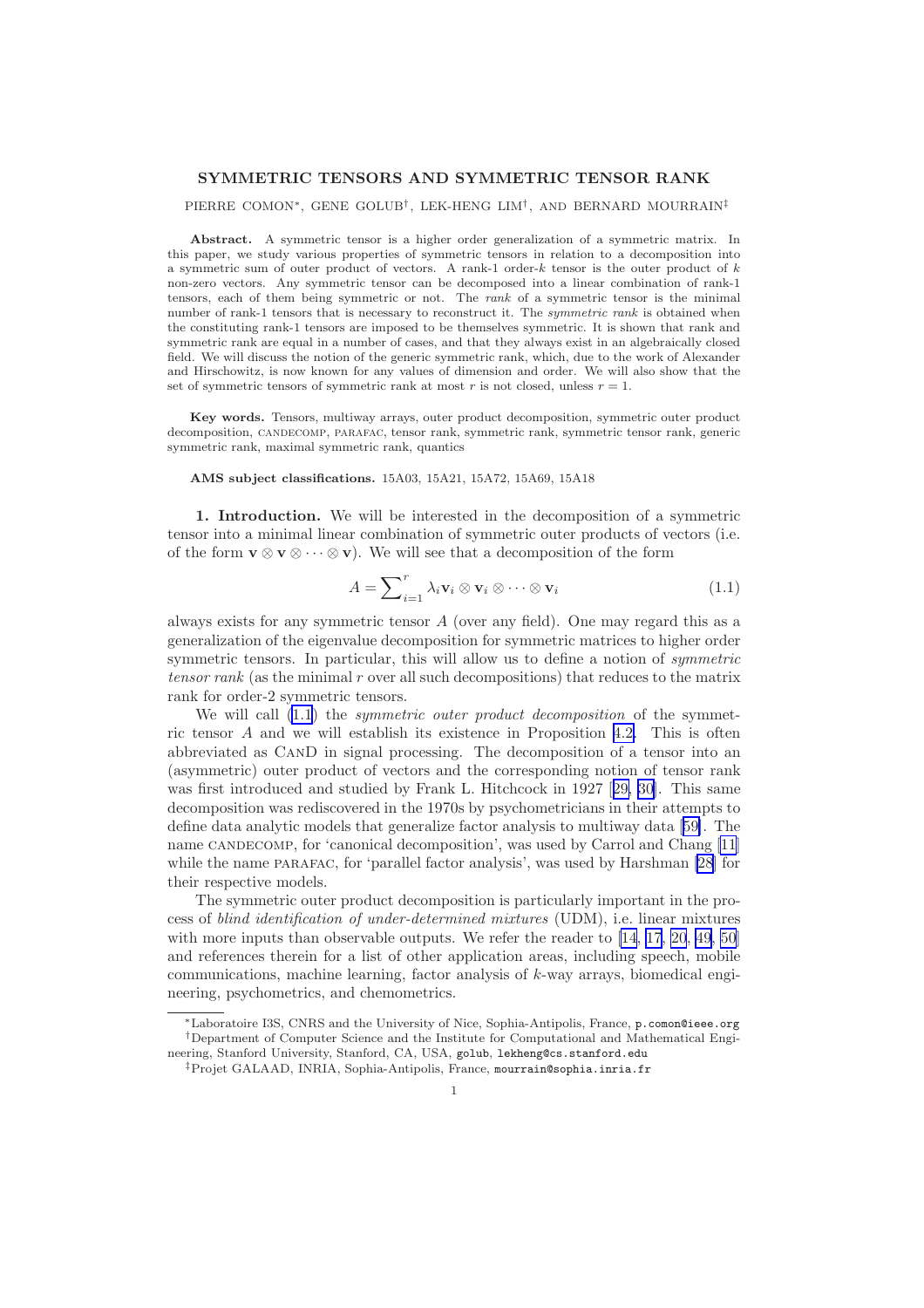# SYMMETRIC TENSORS AND SYMMETRIC TENSOR RANK

PIERRE COMON*, GENE GOLUB†, LEK-HENG LIM†, AND BERNARD MOURRAIN‡

**Abstract.** A symmetric tensor is a higher order generalization of a symmetric matrix. In this paper, we study various properties of symmetric tensors in relation to a decomposition into a symmetric sum of outer product of vectors. A rank-1 order-$k$ tensor is the outer product of $k$ non-zero vectors. Any symmetric tensor can be decomposed into a linear combination of rank-1 tensors, each of them being symmetric or not. The *rank* of a symmetric tensor is the minimal number of rank-1 tensors that is necessary to reconstruct it. The *symmetric rank* is obtained when the constituting rank-1 tensors are imposed to be themselves symmetric. It is shown that rank and symmetric rank are equal in a number of cases, and that they always exist in an algebraically closed field. We will discuss the notion of the generic symmetric rank, which, due to the work of Alexander and Hirschowitz, is now known for any values of dimension and order. We will also show that the set of symmetric tensors of symmetric rank at most $r$ is not closed, unless $r = 1$.

**Key words.** Tensors, multiway arrays, outer product decomposition, symmetric outer product decomposition, CANDECOMP, PARAFAC, tensor rank, symmetric rank, symmetric tensor rank, generic symmetric rank, maximal symmetric rank, quantics

**AMS subject classifications.** 15A03, 15A21, 15A72, 15A69, 15A18

## 1. Introduction.

We will be interested in the decomposition of a symmetric tensor into a minimal linear combination of symmetric outer products of vectors (i.e. of the form $\mathbf{v} \otimes \mathbf{v} \otimes \cdots \otimes \mathbf{v}$). We will see that a decomposition of the form

$$A = \sum_{i=1}^{r} \lambda_i \mathbf{v}_i \otimes \mathbf{v}_i \otimes \cdots \otimes \mathbf{v}_i \tag{1.1}$$

always exists for any symmetric tensor $A$ (over any field). One may regard this as a generalization of the eigenvalue decomposition for symmetric matrices to higher order symmetric tensors. In particular, this will allow us to define a notion of *symmetric tensor rank* (as the minimal $r$ over all such decompositions) that reduces to the matrix rank for order-2 symmetric tensors.

We will call (1.1) the *symmetric outer product decomposition* of the symmetric tensor $A$ and we will establish its existence in Proposition 4.2. This is often abbreviated as CAND in signal processing. The decomposition of a tensor into an (asymmetric) outer product of vectors and the corresponding notion of tensor rank was first introduced and studied by Frank L. Hitchcock in 1927 [29, 30]. This same decomposition was rediscovered in the 1970s by psychometricians in their attempts to define data analytic models that generalize factor analysis to multiway data [59]. The name CANDECOMP, for 'canonical decomposition', was used by Carrol and Chang [11] while the name PARAFAC, for 'parallel factor analysis', was used by Harshman [28] for their respective models.

The symmetric outer product decomposition is particularly important in the process of *blind identification of under-determined mixtures* (UDM), i.e. linear mixtures with more inputs than observable outputs. We refer the reader to [14, 17, 20, 49, 50] and references therein for a list of other application areas, including speech, mobile communications, machine learning, factor analysis of $k$-way arrays, biomedical engineering, psychometrics, and chemometrics.

---

*Laboratoire I3S, CNRS and the University of Nice, Sophia-Antipolis, France, p.comon@ieee.org

†Department of Computer Science and the Institute for Computational and Mathematical Engineering, Stanford University, Stanford, CA, USA, golub, lekheng@cs.stanford.edu

‡Projet GALAAD, INRIA, Sophia-Antipolis, France, mourrain@sophia.inria.fr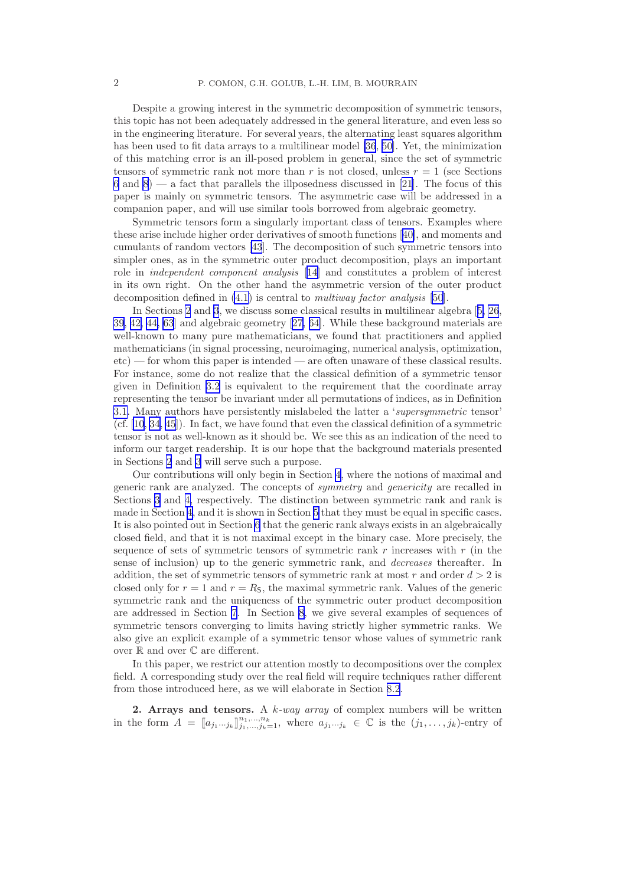Despite a growing interest in the symmetric decomposition of symmetric tensors, this topic has not been adequately addressed in the general literature, and even less so in the engineering literature. For several years, the alternating least squares algorithm has been used to fit data arrays to a multilinear model [36, 50]. Yet, the minimization of this matching error is an ill-posed problem in general, since the set of symmetric tensors of symmetric rank not more than $r$ is not closed, unless $r = 1$ (see Sections 6 and 8) — a fact that parallels the illposedness discussed in [21]. The focus of this paper is mainly on symmetric tensors. The asymmetric case will be addressed in a companion paper, and will use similar tools borrowed from algebraic geometry.

Symmetric tensors form a singularly important class of tensors. Examples where these arise include higher order derivatives of smooth functions [40], and moments and cumulants of random vectors [43]. The decomposition of such symmetric tensors into simpler ones, as in the symmetric outer product decomposition, plays an important role in *independent component analysis* [14] and constitutes a problem of interest in its own right. On the other hand the asymmetric version of the outer product decomposition defined in (4.1) is central to *multiway factor analysis* [50].

In Sections 2 and 3, we discuss some classical results in multilinear algebra [5, 26, 39, 42, 44, 63] and algebraic geometry [27, 64]. While these background materials are well-known to many pure mathematicians, we found that practitioners and applied mathematicians (in signal processing, neuroimaging, numerical analysis, optimization, etc) — for whom this paper is intended — are often unaware of these classical results. For instance, some do not realize that the classical definition of a symmetric tensor given in Definition 3.2 is equivalent to the requirement that the coordinate array representing the tensor be invariant under all permutations of indices, as in Definition 3.1. Many authors have persistently mislabeled the latter a '*supersymmetric* tensor' (cf. [10, 34, 45]). In fact, we have found that even the classical definition of a symmetric tensor is not as well-known as it should be. We see this as an indication of the need to inform our target readership. It is our hope that the background materials presented in Sections 2 and 3 will serve such a purpose.

Our contributions will only begin in Section 4, where the notions of maximal and generic rank are analyzed. The concepts of *symmetry* and *genericity* are recalled in Sections 3 and 4, respectively. The distinction between symmetric rank and rank is made in Section 4, and it is shown in Section 5 that they must be equal in specific cases. It is also pointed out in Section 6 that the generic rank always exists in an algebraically closed field, and that it is not maximal except in the binary case. More precisely, the sequence of sets of symmetric tensors of symmetric rank $r$ increases with $r$ (in the sense of inclusion) up to the generic symmetric rank, and *decreases* thereafter. In addition, the set of symmetric tensors of symmetric rank at most $r$ and order $d > 2$ is closed only for $r = 1$ and $r = R_{\mathsf{S}}$, the maximal symmetric rank. Values of the generic symmetric rank and the uniqueness of the symmetric outer product decomposition are addressed in Section 7. In Section 8, we give several examples of sequences of symmetric tensors converging to limits having strictly higher symmetric ranks. We also give an explicit example of a symmetric tensor whose values of symmetric rank over $\mathbb{R}$ and over $\mathbb{C}$ are different.

In this paper, we restrict our attention mostly to decompositions over the complex field. A corresponding study over the real field will require techniques rather different from those introduced here, as we will elaborate in Section 8.2.

**2. Arrays and tensors.** A *k-way array* of complex numbers will be written in the form $A = [\![a_{j_1\cdots j_k}]\!]_{j_1,\ldots,j_k=1}^{n_1,\ldots,n_k}$, where $a_{j_1\cdots j_k} \in \mathbb{C}$ is the $(j_1, \ldots, j_k)$-entry of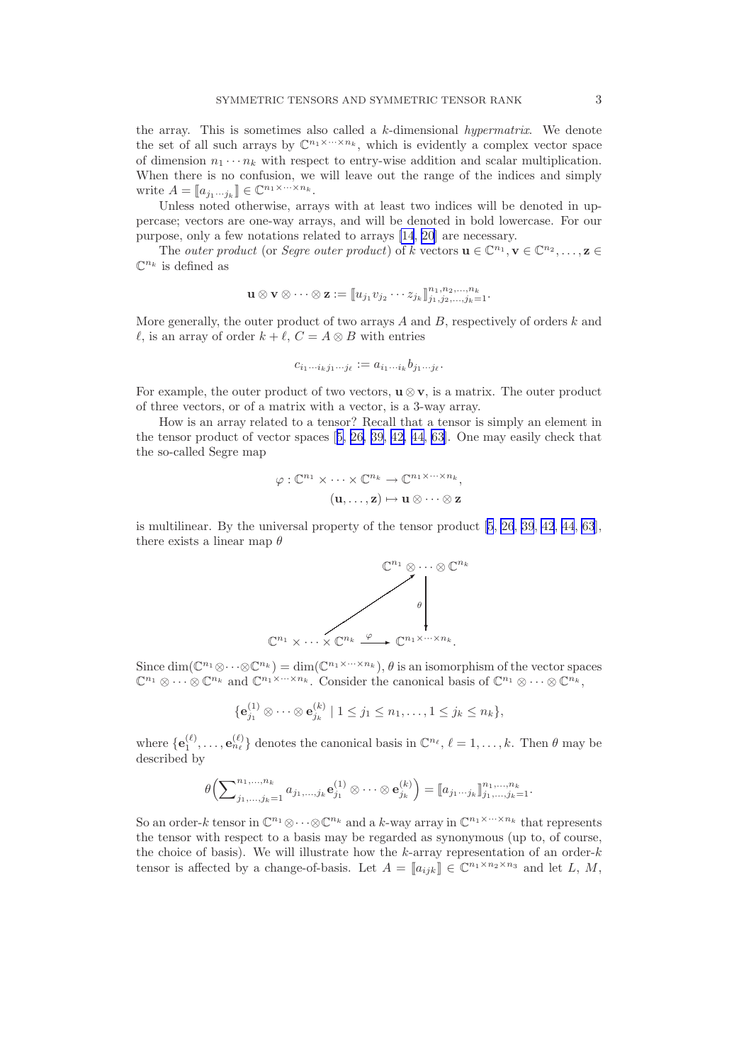the array. This is sometimes also called a $k$-dimensional *hypermatrix*. We denote the set of all such arrays by $\mathbb{C}^{n_1 \times \cdots \times n_k}$, which is evidently a complex vector space of dimension $n_1 \cdots n_k$ with respect to entry-wise addition and scalar multiplication. When there is no confusion, we will leave out the range of the indices and simply write $A = [\![a_{j_1 \cdots j_k}]\!] \in \mathbb{C}^{n_1 \times \cdots \times n_k}$.

Unless noted otherwise, arrays with at least two indices will be denoted in uppercase; vectors are one-way arrays, and will be denoted in bold lowercase. For our purpose, only a few notations related to arrays [14, 20] are necessary.

The *outer product* (or *Segre outer product*) of $k$ vectors $\mathbf{u} \in \mathbb{C}^{n_1}, \mathbf{v} \in \mathbb{C}^{n_2}, \ldots, \mathbf{z} \in \mathbb{C}^{n_k}$ is defined as

$$\mathbf{u} \otimes \mathbf{v} \otimes \cdots \otimes \mathbf{z} := [\![u_{j_1} v_{j_2} \cdots z_{j_k}]\!]_{j_1, j_2, \ldots, j_k = 1}^{n_1, n_2, \ldots, n_k}.$$

More generally, the outer product of two arrays $A$ and $B$, respectively of orders $k$ and $\ell$, is an array of order $k + \ell$, $C = A \otimes B$ with entries

$$c_{i_1 \cdots i_k j_1 \cdots j_\ell} := a_{i_1 \cdots i_k} b_{j_1 \cdots j_\ell}.$$

For example, the outer product of two vectors, $\mathbf{u} \otimes \mathbf{v}$, is a matrix. The outer product of three vectors, or of a matrix with a vector, is a 3-way array.

How is an array related to a tensor? Recall that a tensor is simply an element in the tensor product of vector spaces [5, 26, 39, 42, 44, 63]. One may easily check that the so-called Segre map

$$\varphi : \mathbb{C}^{n_1} \times \cdots \times \mathbb{C}^{n_k} \to \mathbb{C}^{n_1 \times \cdots \times n_k},$$
$$(\mathbf{u}, \ldots, \mathbf{z}) \mapsto \mathbf{u} \otimes \cdots \otimes \mathbf{z}$$

is multilinear. By the universal property of the tensor product [5, 26, 39, 42, 44, 63], there exists a linear map $\theta$

$$\begin{array}{ccc} & & \mathbb{C}^{n_1} \otimes \cdots \otimes \mathbb{C}^{n_k} \\ & \nearrow & \downarrow \theta \\ \mathbb{C}^{n_1} \times \cdots \times \mathbb{C}^{n_k} & \xrightarrow{\varphi} & \mathbb{C}^{n_1 \times \cdots \times n_k}. \end{array}$$

Since $\dim(\mathbb{C}^{n_1} \otimes \cdots \otimes \mathbb{C}^{n_k}) = \dim(\mathbb{C}^{n_1 \times \cdots \times n_k})$, $\theta$ is an isomorphism of the vector spaces $\mathbb{C}^{n_1} \otimes \cdots \otimes \mathbb{C}^{n_k}$ and $\mathbb{C}^{n_1 \times \cdots \times n_k}$. Consider the canonical basis of $\mathbb{C}^{n_1} \otimes \cdots \otimes \mathbb{C}^{n_k}$,

$$\{\mathbf{e}_{j_1}^{(1)} \otimes \cdots \otimes \mathbf{e}_{j_k}^{(k)} \mid 1 \le j_1 \le n_1, \ldots, 1 \le j_k \le n_k\},$$

where $\{\mathbf{e}_1^{(\ell)}, \ldots, \mathbf{e}_{n_\ell}^{(\ell)}\}$ denotes the canonical basis in $\mathbb{C}^{n_\ell}$, $\ell = 1, \ldots, k$. Then $\theta$ may be described by

$$\theta\Big(\sum\nolimits_{j_1, \ldots, j_k = 1}^{n_1, \ldots, n_k} a_{j_1, \ldots, j_k} \mathbf{e}_{j_1}^{(1)} \otimes \cdots \otimes \mathbf{e}_{j_k}^{(k)}\Big) = [\![a_{j_1 \cdots j_k}]\!]_{j_1, \ldots, j_k = 1}^{n_1, \ldots, n_k}.$$

So an order-$k$ tensor in $\mathbb{C}^{n_1} \otimes \cdots \otimes \mathbb{C}^{n_k}$ and a $k$-way array in $\mathbb{C}^{n_1 \times \cdots \times n_k}$ that represents the tensor with respect to a basis may be regarded as synonymous (up to, of course, the choice of basis). We will illustrate how the $k$-array representation of an order-$k$ tensor is affected by a change-of-basis. Let $A = [\![a_{ijk}]\!] \in \mathbb{C}^{n_1 \times n_2 \times n_3}$ and let $L$, $M$,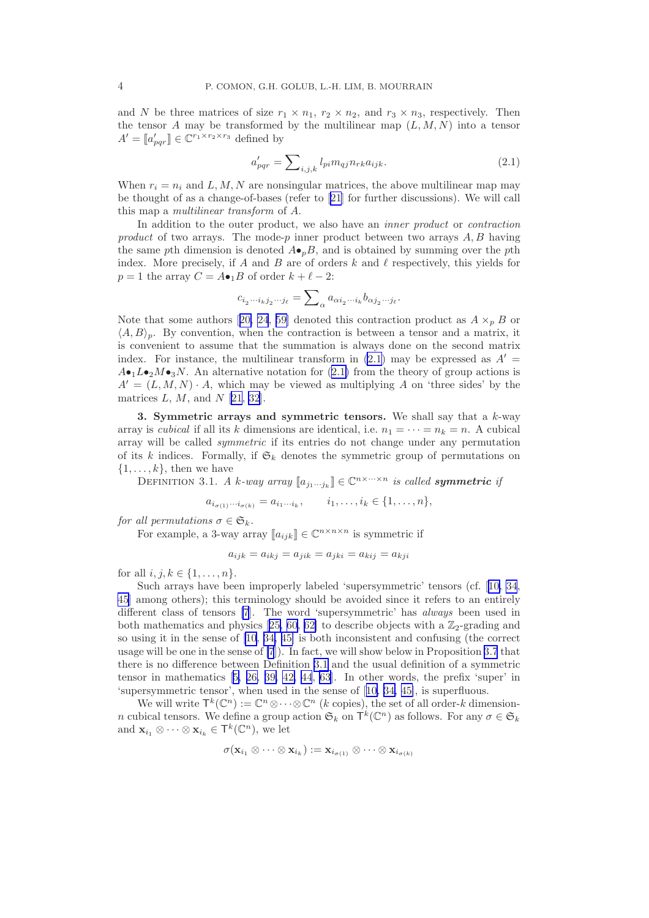and $N$ be three matrices of size $r_1 \times n_1$, $r_2 \times n_2$, and $r_3 \times n_3$, respectively. Then the tensor $A$ may be transformed by the multilinear map $(L, M, N)$ into a tensor $A' = [\![a'_{pqr}]\!] \in \mathbb{C}^{r_1 \times r_2 \times r_3}$ defined by

$$a'_{pqr} = \sum\nolimits_{i,j,k} l_{pi} m_{qj} n_{rk} a_{ijk}. \tag{2.1}$$

When $r_i = n_i$ and $L, M, N$ are nonsingular matrices, the above multilinear map may be thought of as a change-of-bases (refer to [21] for further discussions). We will call this map a *multilinear transform* of $A$.

In addition to the outer product, we also have an *inner product* or *contraction product* of two arrays. The mode-$p$ inner product between two arrays $A, B$ having the same $p$th dimension is denoted $A \bullet_p B$, and is obtained by summing over the $p$th index. More precisely, if $A$ and $B$ are of orders $k$ and $\ell$ respectively, this yields for $p = 1$ the array $C = A \bullet_1 B$ of order $k + \ell - 2$:

$$c_{i_2 \cdots i_k j_2 \cdots j_\ell} = \sum\nolimits_\alpha a_{\alpha i_2 \cdots i_k} b_{\alpha j_2 \cdots j_\ell}.$$

Note that some authors [20, 24, 59] denoted this contraction product as $A \times_p B$ or $\langle A, B \rangle_p$. By convention, when the contraction is between a tensor and a matrix, it is convenient to assume that the summation is always done on the second matrix index. For instance, the multilinear transform in (2.1) may be expressed as $A' = A \bullet_1 L \bullet_2 M \bullet_3 N$. An alternative notation for (2.1) from the theory of group actions is $A' = (L, M, N) \cdot A$, which may be viewed as multiplying $A$ on 'three sides' by the matrices $L$, $M$, and $N$ [21, 32].

**3. Symmetric arrays and symmetric tensors.** We shall say that a $k$-way array is *cubical* if all its $k$ dimensions are identical, i.e. $n_1 = \cdots = n_k = n$. A cubical array will be called *symmetric* if its entries do not change under any permutation of its $k$ indices. Formally, if $\mathfrak{S}_k$ denotes the symmetric group of permutations on $\{1, \ldots, k\}$, then we have

Definition 3.1. *A $k$-way array $[\![a_{j_1 \cdots j_k}]\!] \in \mathbb{C}^{n \times \cdots \times n}$ is called* ***symmetric*** *if*

$$a_{i_{\sigma(1)} \cdots i_{\sigma(k)}} = a_{i_1 \cdots i_k}, \qquad i_1, \ldots, i_k \in \{1, \ldots, n\},$$

*for all permutations $\sigma \in \mathfrak{S}_k$.*

For example, a 3-way array $[\![a_{ijk}]\!] \in \mathbb{C}^{n \times n \times n}$ is symmetric if

$$a_{ijk} = a_{ikj} = a_{jik} = a_{jki} = a_{kij} = a_{kji}$$

for all $i, j, k \in \{1, \ldots, n\}$.

Such arrays have been improperly labeled 'supersymmetric' tensors (cf. [10, 34, 45] among others); this terminology should be avoided since it refers to an entirely different class of tensors [7]. The word 'supersymmetric' has *always* been used in both mathematics and physics [25, 60, 62] to describe objects with a $\mathbb{Z}_2$-grading and so using it in the sense of [10, 34, 45] is both inconsistent and confusing (the correct usage will be one in the sense of [7]). In fact, we will show below in Proposition 3.7 that there is no difference between Definition 3.1 and the usual definition of a symmetric tensor in mathematics [5, 26, 39, 42, 44, 63]. In other words, the prefix 'super' in 'supersymmetric tensor', when used in the sense of [10, 34, 45], is superfluous.

We will write $\mathsf{T}^k(\mathbb{C}^n) := \mathbb{C}^n \otimes \cdots \otimes \mathbb{C}^n$ ($k$ copies), the set of all order-$k$ dimension-$n$ cubical tensors. We define a group action $\mathfrak{S}_k$ on $\mathsf{T}^k(\mathbb{C}^n)$ as follows. For any $\sigma \in \mathfrak{S}_k$ and $\mathbf{x}_{i_1} \otimes \cdots \otimes \mathbf{x}_{i_k} \in \mathsf{T}^k(\mathbb{C}^n)$, we let

$$\sigma(\mathbf{x}_{i_1} \otimes \cdots \otimes \mathbf{x}_{i_k}) := \mathbf{x}_{i_{\sigma(1)}} \otimes \cdots \otimes \mathbf{x}_{i_{\sigma(k)}}$$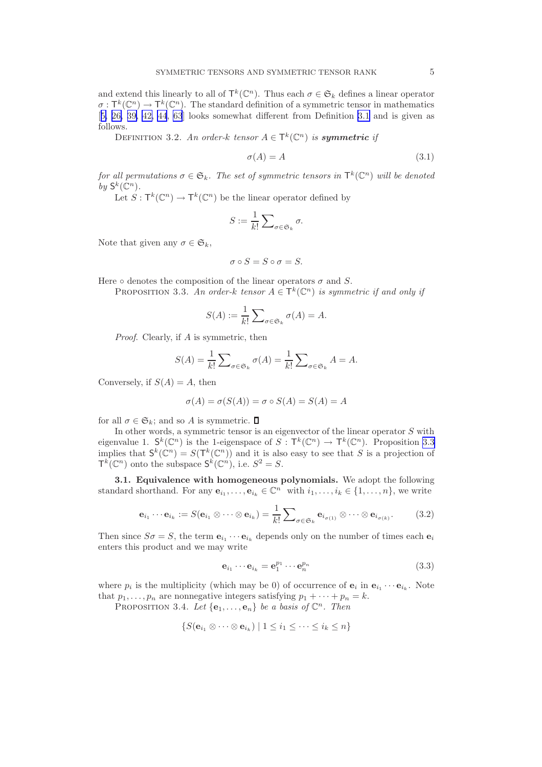and extend this linearly to all of $\mathsf{T}^k(\mathbb{C}^n)$. Thus each $\sigma \in \mathfrak{S}_k$ defines a linear operator $\sigma : \mathsf{T}^k(\mathbb{C}^n) \to \mathsf{T}^k(\mathbb{C}^n)$. The standard definition of a symmetric tensor in mathematics [5, 26, 39, 42, 44, 63] looks somewhat different from Definition 3.1 and is given as follows.

Definition 3.2. *An order-$k$ tensor $A \in \mathsf{T}^k(\mathbb{C}^n)$ is* ***symmetric*** *if*

$$\sigma(A) = A \tag{3.1}$$

*for all permutations $\sigma \in \mathfrak{S}_k$. The set of symmetric tensors in $\mathsf{T}^k(\mathbb{C}^n)$ will be denoted by $\mathsf{S}^k(\mathbb{C}^n)$.*

Let $S : \mathsf{T}^k(\mathbb{C}^n) \to \mathsf{T}^k(\mathbb{C}^n)$ be the linear operator defined by

$$S := \frac{1}{k!} \sum\nolimits_{\sigma \in \mathfrak{S}_k} \sigma.$$

Note that given any $\sigma \in \mathfrak{S}_k$,

$$\sigma \circ S = S \circ \sigma = S.$$

Here $\circ$ denotes the composition of the linear operators $\sigma$ and $S$.

Proposition 3.3. *An order-$k$ tensor $A \in \mathsf{T}^k(\mathbb{C}^n)$ is symmetric if and only if*

$$S(A) := \frac{1}{k!} \sum\nolimits_{\sigma \in \mathfrak{S}_k} \sigma(A) = A.$$

*Proof.* Clearly, if $A$ is symmetric, then

$$S(A) = \frac{1}{k!} \sum\nolimits_{\sigma \in \mathfrak{S}_k} \sigma(A) = \frac{1}{k!} \sum\nolimits_{\sigma \in \mathfrak{S}_k} A = A.$$

Conversely, if $S(A) = A$, then

$$\sigma(A) = \sigma(S(A)) = \sigma \circ S(A) = S(A) = A$$

for all $\sigma \in \mathfrak{S}_k$; and so $A$ is symmetric. ∎

In other words, a symmetric tensor is an eigenvector of the linear operator $S$ with eigenvalue 1. $\mathsf{S}^k(\mathbb{C}^n)$ is the 1-eigenspace of $S : \mathsf{T}^k(\mathbb{C}^n) \to \mathsf{T}^k(\mathbb{C}^n)$. Proposition 3.3 implies that $\mathsf{S}^k(\mathbb{C}^n) = S(\mathsf{T}^k(\mathbb{C}^n))$ and it is also easy to see that $S$ is a projection of $\mathsf{T}^k(\mathbb{C}^n)$ onto the subspace $\mathsf{S}^k(\mathbb{C}^n)$, i.e. $S^2 = S$.

**3.1. Equivalence with homogeneous polynomials.** We adopt the following standard shorthand. For any $\mathbf{e}_{i_1}, \dots, \mathbf{e}_{i_k} \in \mathbb{C}^n$ with $i_1, \dots, i_k \in \{1, \dots, n\}$, we write

$$\mathbf{e}_{i_1} \cdots \mathbf{e}_{i_k} := S(\mathbf{e}_{i_1} \otimes \cdots \otimes \mathbf{e}_{i_k}) = \frac{1}{k!} \sum\nolimits_{\sigma \in \mathfrak{S}_k} \mathbf{e}_{i_{\sigma(1)}} \otimes \cdots \otimes \mathbf{e}_{i_{\sigma(k)}}. \tag{3.2}$$

Then since $S\sigma = S$, the term $\mathbf{e}_{i_1} \cdots \mathbf{e}_{i_k}$ depends only on the number of times each $\mathbf{e}_i$ enters this product and we may write

$$\mathbf{e}_{i_1} \cdots \mathbf{e}_{i_k} = \mathbf{e}_1^{p_1} \cdots \mathbf{e}_n^{p_n} \tag{3.3}$$

where $p_i$ is the multiplicity (which may be 0) of occurrence of $\mathbf{e}_i$ in $\mathbf{e}_{i_1} \cdots \mathbf{e}_{i_k}$. Note that $p_1, \dots, p_n$ are nonnegative integers satisfying $p_1 + \cdots + p_n = k$.

Proposition 3.4. *Let $\{\mathbf{e}_1, \dots, \mathbf{e}_n\}$ be a basis of $\mathbb{C}^n$. Then*

$$\{S(\mathbf{e}_{i_1} \otimes \cdots \otimes \mathbf{e}_{i_k}) \mid 1 \le i_1 \le \cdots \le i_k \le n\}$$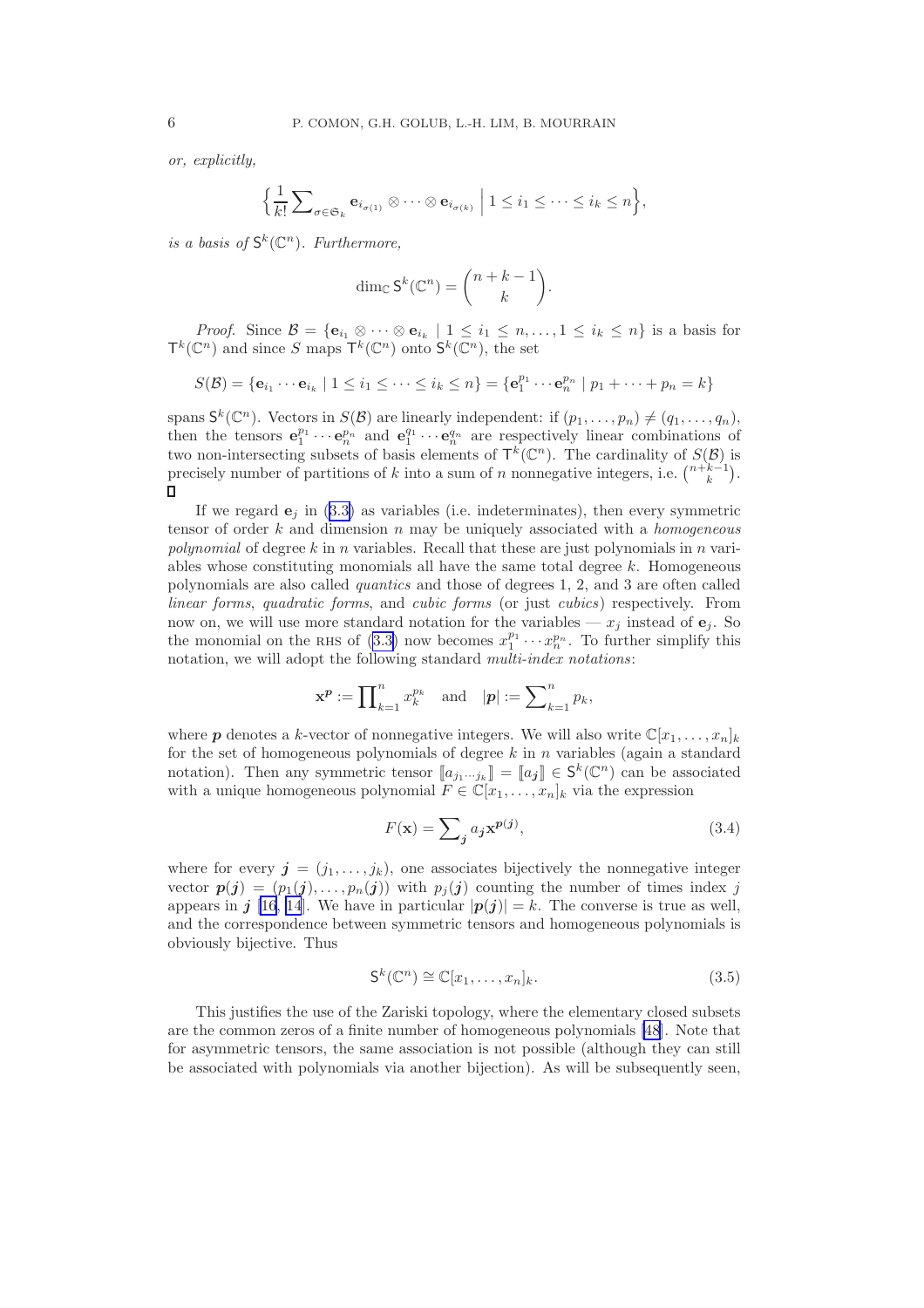*or, explicitly,*

$$\Big\{ \frac{1}{k!} \sum\nolimits_{\sigma \in \mathfrak{S}_k} \mathbf{e}_{i_{\sigma(1)}} \otimes \cdots \otimes \mathbf{e}_{i_{\sigma(k)}} \;\Big|\; 1 \le i_1 \le \cdots \le i_k \le n \Big\},$$

*is a basis of* $\mathsf{S}^k(\mathbb{C}^n)$*. Furthermore,*

$$\dim_{\mathbb{C}} \mathsf{S}^k(\mathbb{C}^n) = \binom{n+k-1}{k}.$$

*Proof.* Since $\mathcal{B} = \{\mathbf{e}_{i_1} \otimes \cdots \otimes \mathbf{e}_{i_k} \mid 1 \le i_1 \le n, \ldots, 1 \le i_k \le n\}$ is a basis for $\mathsf{T}^k(\mathbb{C}^n)$ and since $S$ maps $\mathsf{T}^k(\mathbb{C}^n)$ onto $\mathsf{S}^k(\mathbb{C}^n)$, the set

$$S(\mathcal{B}) = \{\mathbf{e}_{i_1} \cdots \mathbf{e}_{i_k} \mid 1 \le i_1 \le \cdots \le i_k \le n\} = \{\mathbf{e}_1^{p_1} \cdots \mathbf{e}_n^{p_n} \mid p_1 + \cdots + p_n = k\}$$

spans $\mathsf{S}^k(\mathbb{C}^n)$. Vectors in $S(\mathcal{B})$ are linearly independent: if $(p_1, \ldots, p_n) \ne (q_1, \ldots, q_n)$, then the tensors $\mathbf{e}_1^{p_1} \cdots \mathbf{e}_n^{p_n}$ and $\mathbf{e}_1^{q_1} \cdots \mathbf{e}_n^{q_n}$ are respectively linear combinations of two non-intersecting subsets of basis elements of $\mathsf{T}^k(\mathbb{C}^n)$. The cardinality of $S(\mathcal{B})$ is precisely number of partitions of $k$ into a sum of $n$ nonnegative integers, i.e. $\binom{n+k-1}{k}$. ◻

If we regard $\mathbf{e}_j$ in (3.3) as variables (i.e. indeterminates), then every symmetric tensor of order $k$ and dimension $n$ may be uniquely associated with a *homogeneous polynomial* of degree $k$ in $n$ variables. Recall that these are just polynomials in $n$ variables whose constituting monomials all have the same total degree $k$. Homogeneous polynomials are also called *quantics* and those of degrees 1, 2, and 3 are often called *linear forms*, *quadratic forms*, and *cubic forms* (or just *cubics*) respectively. From now on, we will use more standard notation for the variables — $x_j$ instead of $\mathbf{e}_j$. So the monomial on the RHS of (3.3) now becomes $x_1^{p_1} \cdots x_n^{p_n}$. To further simplify this notation, we will adopt the following standard *multi-index notations*:

$$\mathbf{x}^{\boldsymbol{p}} := \prod\nolimits_{k=1}^{n} x_k^{p_k} \quad \text{and} \quad |\boldsymbol{p}| := \sum\nolimits_{k=1}^{n} p_k,$$

where $\boldsymbol{p}$ denotes a $k$-vector of nonnegative integers. We will also write $\mathbb{C}[x_1, \ldots, x_n]_k$ for the set of homogeneous polynomials of degree $k$ in $n$ variables (again a standard notation). Then any symmetric tensor $[\![a_{j_1 \cdots j_k}]\!] = [\![a_{\boldsymbol{j}}]\!] \in \mathsf{S}^k(\mathbb{C}^n)$ can be associated with a unique homogeneous polynomial $F \in \mathbb{C}[x_1, \ldots, x_n]_k$ via the expression

$$F(\mathbf{x}) = \sum\nolimits_{\boldsymbol{j}} a_{\boldsymbol{j}} \mathbf{x}^{\boldsymbol{p}(\boldsymbol{j})}, \tag{3.4}$$

where for every $\boldsymbol{j} = (j_1, \ldots, j_k)$, one associates bijectively the nonnegative integer vector $\boldsymbol{p}(\boldsymbol{j}) = (p_1(\boldsymbol{j}), \ldots, p_n(\boldsymbol{j}))$ with $p_j(\boldsymbol{j})$ counting the number of times index $j$ appears in $\boldsymbol{j}$ [16, 14]. We have in particular $|\boldsymbol{p}(\boldsymbol{j})| = k$. The converse is true as well, and the correspondence between symmetric tensors and homogeneous polynomials is obviously bijective. Thus

$$\mathsf{S}^k(\mathbb{C}^n) \cong \mathbb{C}[x_1, \ldots, x_n]_k. \tag{3.5}$$

This justifies the use of the Zariski topology, where the elementary closed subsets are the common zeros of a finite number of homogeneous polynomials [48]. Note that for asymmetric tensors, the same association is not possible (although they can still be associated with polynomials via another bijection). As will be subsequently seen,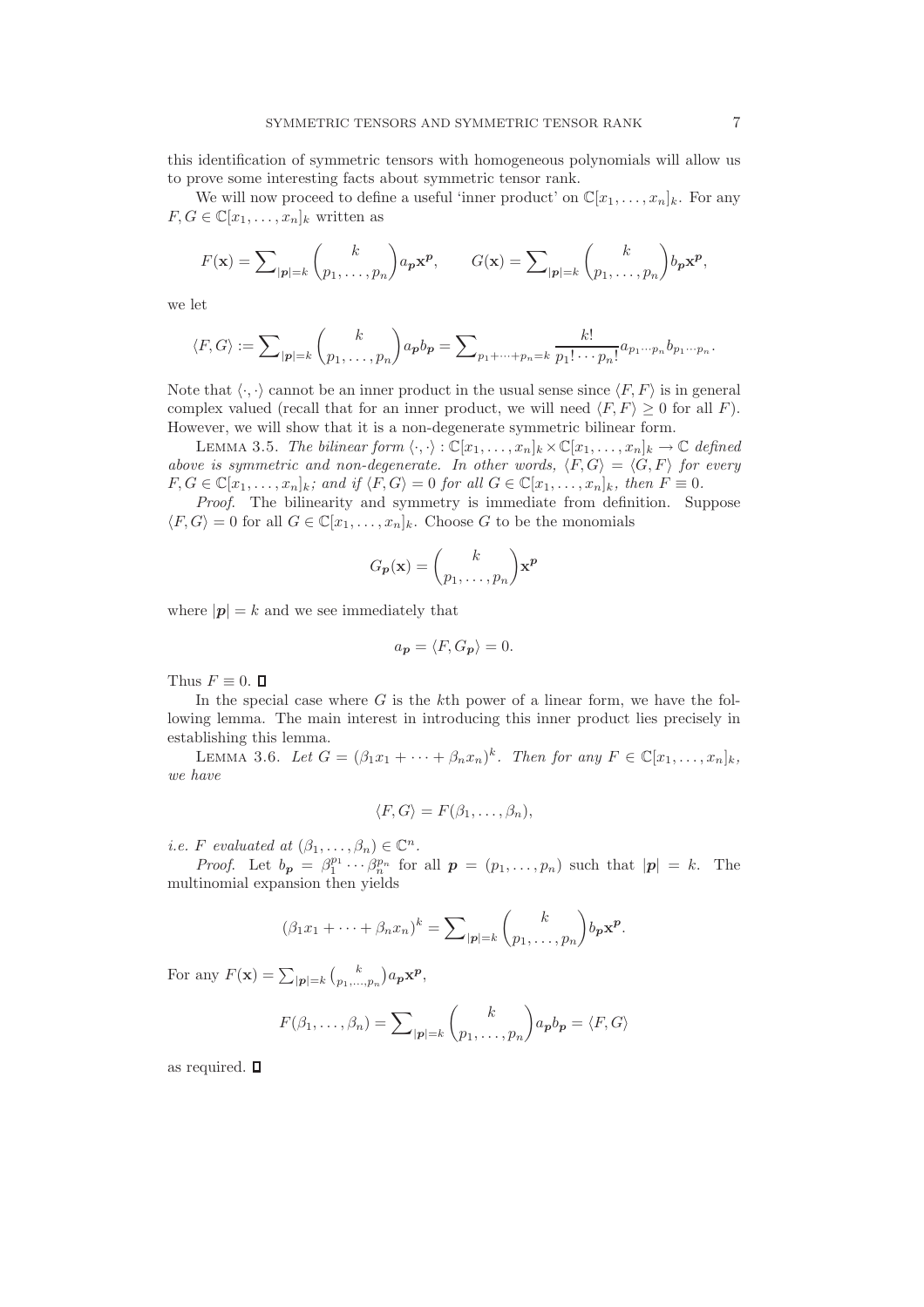this identification of symmetric tensors with homogeneous polynomials will allow us to prove some interesting facts about symmetric tensor rank.

We will now proceed to define a useful 'inner product' on $\mathbb{C}[x_1, \dots, x_n]_k$. For any $F, G \in \mathbb{C}[x_1, \dots, x_n]_k$ written as

$$F(\mathbf{x}) = \sum\nolimits_{|\boldsymbol{p}|=k} \binom{k}{p_1, \dots, p_n} a_{\boldsymbol{p}} \mathbf{x}^{\boldsymbol{p}}, \qquad G(\mathbf{x}) = \sum\nolimits_{|\boldsymbol{p}|=k} \binom{k}{p_1, \dots, p_n} b_{\boldsymbol{p}} \mathbf{x}^{\boldsymbol{p}},$$

we let

$$\langle F, G \rangle := \sum\nolimits_{|\boldsymbol{p}|=k} \binom{k}{p_1, \dots, p_n} a_{\boldsymbol{p}} b_{\boldsymbol{p}} = \sum\nolimits_{p_1+\cdots+p_n=k} \frac{k!}{p_1! \cdots p_n!} a_{p_1 \cdots p_n} b_{p_1 \cdots p_n}.$$

Note that $\langle \cdot, \cdot \rangle$ cannot be an inner product in the usual sense since $\langle F, F \rangle$ is in general complex valued (recall that for an inner product, we will need $\langle F, F \rangle \geq 0$ for all $F$). However, we will show that it is a non-degenerate symmetric bilinear form.

Lemma 3.5. *The bilinear form $\langle \cdot, \cdot \rangle : \mathbb{C}[x_1, \dots, x_n]_k \times \mathbb{C}[x_1, \dots, x_n]_k \to \mathbb{C}$ defined above is symmetric and non-degenerate. In other words, $\langle F, G \rangle = \langle G, F \rangle$ for every $F, G \in \mathbb{C}[x_1, \dots, x_n]_k$; and if $\langle F, G \rangle = 0$ for all $G \in \mathbb{C}[x_1, \dots, x_n]_k$, then $F \equiv 0$.*

*Proof*. The bilinearity and symmetry is immediate from definition. Suppose $\langle F, G \rangle = 0$ for all $G \in \mathbb{C}[x_1, \dots, x_n]_k$. Choose $G$ to be the monomials

$$G_{\boldsymbol{p}}(\mathbf{x}) = \binom{k}{p_1, \dots, p_n} \mathbf{x}^{\boldsymbol{p}}$$

where $|\boldsymbol{p}| = k$ and we see immediately that

$$a_{\boldsymbol{p}} = \langle F, G_{\boldsymbol{p}} \rangle = 0.$$

Thus $F \equiv 0$. ∎

In the special case where $G$ is the $k$th power of a linear form, we have the following lemma. The main interest in introducing this inner product lies precisely in establishing this lemma.

Lemma 3.6. *Let $G = (\beta_1 x_1 + \cdots + \beta_n x_n)^k$. Then for any $F \in \mathbb{C}[x_1, \dots, x_n]_k$, we have*

$$\langle F, G \rangle = F(\beta_1, \dots, \beta_n),$$

*i.e. $F$ evaluated at $(\beta_1, \dots, \beta_n) \in \mathbb{C}^n$.*

*Proof*. Let $b_{\boldsymbol{p}} = \beta_1^{p_1} \cdots \beta_n^{p_n}$ for all $\boldsymbol{p} = (p_1, \dots, p_n)$ such that $|\boldsymbol{p}| = k$. The multinomial expansion then yields

$$(\beta_1 x_1 + \cdots + \beta_n x_n)^k = \sum\nolimits_{|\boldsymbol{p}|=k} \binom{k}{p_1, \dots, p_n} b_{\boldsymbol{p}} \mathbf{x}^{\boldsymbol{p}}.$$

For any $F(\mathbf{x}) = \sum_{|\boldsymbol{p}|=k} \binom{k}{p_1, \dots, p_n} a_{\boldsymbol{p}} \mathbf{x}^{\boldsymbol{p}}$,

$$F(\beta_1, \dots, \beta_n) = \sum\nolimits_{|\boldsymbol{p}|=k} \binom{k}{p_1, \dots, p_n} a_{\boldsymbol{p}} b_{\boldsymbol{p}} = \langle F, G \rangle$$

as required. ∎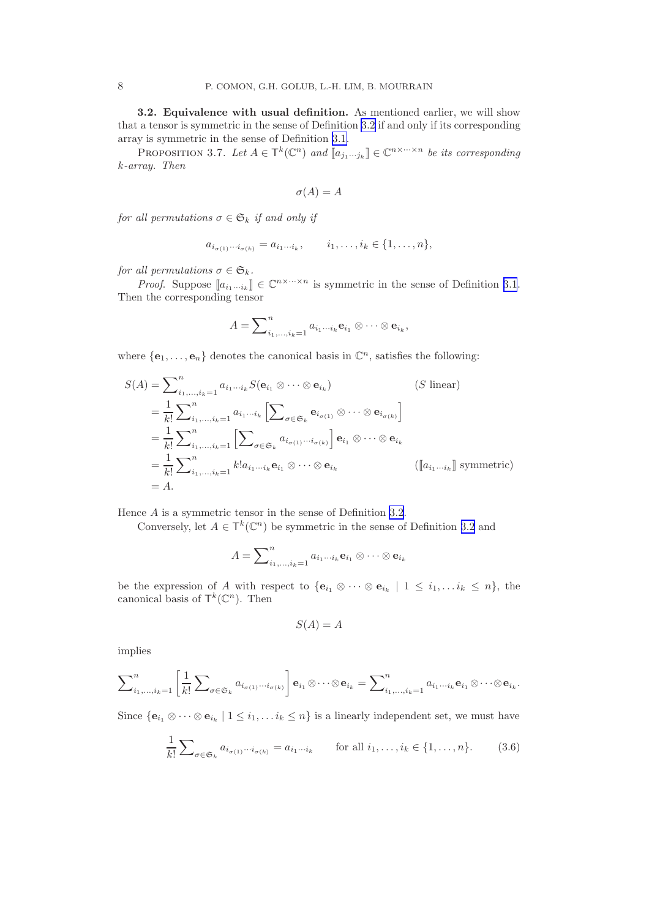**3.2. Equivalence with usual definition.** As mentioned earlier, we will show that a tensor is symmetric in the sense of Definition 3.2 if and only if its corresponding array is symmetric in the sense of Definition 3.1.

PROPOSITION 3.7. *Let $A \in \mathsf{T}^k(\mathbb{C}^n)$ and $[\![a_{j_1 \cdots j_k}]\!] \in \mathbb{C}^{n \times \cdots \times n}$ be its corresponding $k$-array. Then*

$$\sigma(A) = A$$

*for all permutations $\sigma \in \mathfrak{S}_k$ if and only if*

$$a_{i_{\sigma(1)} \cdots i_{\sigma(k)}} = a_{i_1 \cdots i_k}, \qquad i_1, \ldots, i_k \in \{1, \ldots, n\},$$

*for all permutations $\sigma \in \mathfrak{S}_k$.*

*Proof.* Suppose $[\![a_{i_1 \cdots i_k}]\!] \in \mathbb{C}^{n \times \cdots \times n}$ is symmetric in the sense of Definition 3.1. Then the corresponding tensor

$$A = \sum\nolimits_{i_1, \ldots, i_k = 1}^{n} a_{i_1 \cdots i_k} \mathbf{e}_{i_1} \otimes \cdots \otimes \mathbf{e}_{i_k},$$

where $\{\mathbf{e}_1, \ldots, \mathbf{e}_n\}$ denotes the canonical basis in $\mathbb{C}^n$, satisfies the following:

$$\begin{aligned}
S(A) &= \sum\nolimits_{i_1, \ldots, i_k = 1}^{n} a_{i_1 \cdots i_k} S(\mathbf{e}_{i_1} \otimes \cdots \otimes \mathbf{e}_{i_k}) && (S \text{ linear}) \\
&= \frac{1}{k!} \sum\nolimits_{i_1, \ldots, i_k = 1}^{n} a_{i_1 \cdots i_k} \left[ \sum\nolimits_{\sigma \in \mathfrak{S}_k} \mathbf{e}_{i_{\sigma(1)}} \otimes \cdots \otimes \mathbf{e}_{i_{\sigma(k)}} \right] \\
&= \frac{1}{k!} \sum\nolimits_{i_1, \ldots, i_k = 1}^{n} \left[ \sum\nolimits_{\sigma \in \mathfrak{S}_k} a_{i_{\sigma(1)} \cdots i_{\sigma(k)}} \right] \mathbf{e}_{i_1} \otimes \cdots \otimes \mathbf{e}_{i_k} \\
&= \frac{1}{k!} \sum\nolimits_{i_1, \ldots, i_k = 1}^{n} k! a_{i_1 \cdots i_k} \mathbf{e}_{i_1} \otimes \cdots \otimes \mathbf{e}_{i_k} && ([\![a_{i_1 \cdots i_k}]\!] \text{ symmetric}) \\
&= A.
\end{aligned}$$

Hence $A$ is a symmetric tensor in the sense of Definition 3.2.

Conversely, let $A \in \mathsf{T}^k(\mathbb{C}^n)$ be symmetric in the sense of Definition 3.2 and

$$A = \sum\nolimits_{i_1, \ldots, i_k = 1}^{n} a_{i_1 \cdots i_k} \mathbf{e}_{i_1} \otimes \cdots \otimes \mathbf{e}_{i_k}$$

be the expression of $A$ with respect to $\{\mathbf{e}_{i_1} \otimes \cdots \otimes \mathbf{e}_{i_k} \mid 1 \leq i_1, \ldots i_k \leq n\}$, the canonical basis of $\mathsf{T}^k(\mathbb{C}^n)$. Then

$$S(A) = A$$

implies

$$\sum\nolimits_{i_1, \ldots, i_k = 1}^{n} \left[ \frac{1}{k!} \sum\nolimits_{\sigma \in \mathfrak{S}_k} a_{i_{\sigma(1)} \cdots i_{\sigma(k)}} \right] \mathbf{e}_{i_1} \otimes \cdots \otimes \mathbf{e}_{i_k} = \sum\nolimits_{i_1, \ldots, i_k = 1}^{n} a_{i_1 \cdots i_k} \mathbf{e}_{i_1} \otimes \cdots \otimes \mathbf{e}_{i_k}.$$

Since $\{\mathbf{e}_{i_1} \otimes \cdots \otimes \mathbf{e}_{i_k} \mid 1 \leq i_1, \ldots i_k \leq n\}$ is a linearly independent set, we must have

$$\frac{1}{k!} \sum\nolimits_{\sigma \in \mathfrak{S}_k} a_{i_{\sigma(1)} \cdots i_{\sigma(k)}} = a_{i_1 \cdots i_k} \qquad \text{for all } i_1, \ldots, i_k \in \{1, \ldots, n\}. \tag{3.6}$$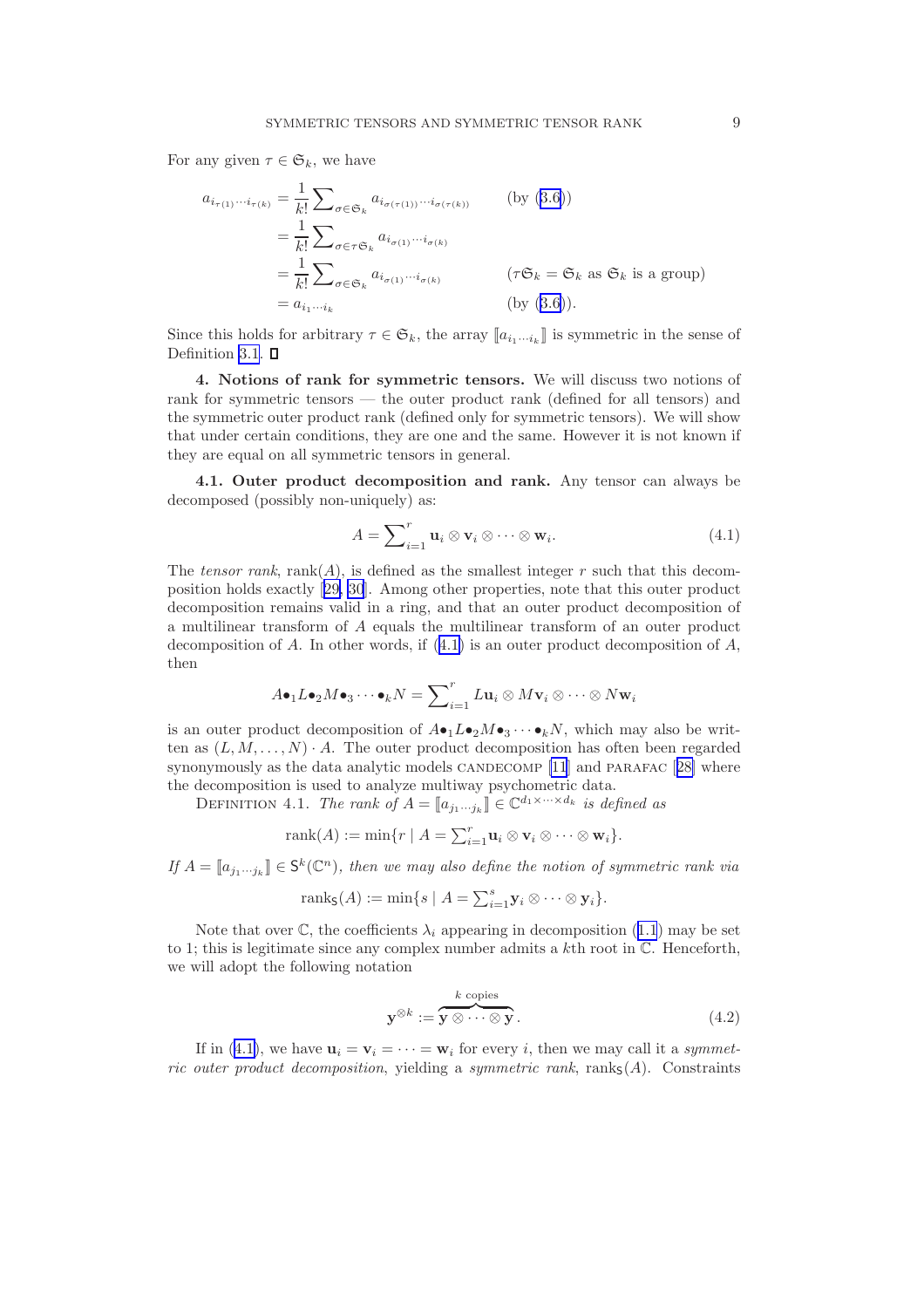For any given $\tau \in \mathfrak{S}_k$, we have

$$
\begin{aligned}
a_{i_{\tau(1)}\cdots i_{\tau(k)}} &= \frac{1}{k!}\sum\nolimits_{\sigma\in\mathfrak{S}_k} a_{i_{\sigma(\tau(1))}\cdots i_{\sigma(\tau(k))}} && \text{(by (3.6))}\\
&= \frac{1}{k!}\sum\nolimits_{\sigma\in\tau\mathfrak{S}_k} a_{i_{\sigma(1)}\cdots i_{\sigma(k)}} \\
&= \frac{1}{k!}\sum\nolimits_{\sigma\in\mathfrak{S}_k} a_{i_{\sigma(1)}\cdots i_{\sigma(k)}} && (\tau\mathfrak{S}_k = \mathfrak{S}_k \text{ as } \mathfrak{S}_k \text{ is a group})\\
&= a_{i_1\cdots i_k} && \text{(by (3.6))}.
\end{aligned}
$$

Since this holds for arbitrary $\tau \in \mathfrak{S}_k$, the array $[\![a_{i_1\cdots i_k}]\!]$ is symmetric in the sense of Definition 3.1. ∎

**4. Notions of rank for symmetric tensors.** We will discuss two notions of rank for symmetric tensors — the outer product rank (defined for all tensors) and the symmetric outer product rank (defined only for symmetric tensors). We will show that under certain conditions, they are one and the same. However it is not known if they are equal on all symmetric tensors in general.

**4.1. Outer product decomposition and rank.** Any tensor can always be decomposed (possibly non-uniquely) as:

$$
A = \sum\nolimits_{i=1}^{r} \mathbf{u}_i \otimes \mathbf{v}_i \otimes \cdots \otimes \mathbf{w}_i. \tag{4.1}
$$

The *tensor rank*, $\operatorname{rank}(A)$, is defined as the smallest integer $r$ such that this decomposition holds exactly [29, 30]. Among other properties, note that this outer product decomposition remains valid in a ring, and that an outer product decomposition of a multilinear transform of $A$ equals the multilinear transform of an outer product decomposition of $A$. In other words, if (4.1) is an outer product decomposition of $A$, then

$$
A \bullet_1 L \bullet_2 M \bullet_3 \cdots \bullet_k N = \sum\nolimits_{i=1}^{r} L\mathbf{u}_i \otimes M\mathbf{v}_i \otimes \cdots \otimes N\mathbf{w}_i
$$

is an outer product decomposition of $A \bullet_1 L \bullet_2 M \bullet_3 \cdots \bullet_k N$, which may also be written as $(L, M, \ldots, N) \cdot A$. The outer product decomposition has often been regarded synonymously as the data analytic models CANDECOMP [11] and PARAFAC [28] where the decomposition is used to analyze multiway psychometric data.

DEFINITION 4.1. *The rank of $A = [\![a_{j_1\cdots j_k}]\!] \in \mathbb{C}^{d_1\times\cdots\times d_k}$ is defined as*

$$
\operatorname{rank}(A) := \min\{r \mid A = \textstyle\sum_{i=1}^{r} \mathbf{u}_i \otimes \mathbf{v}_i \otimes \cdots \otimes \mathbf{w}_i\}.
$$

*If $A = [\![a_{j_1\cdots j_k}]\!] \in \mathsf{S}^k(\mathbb{C}^n)$, then we may also define the notion of symmetric rank via*

$$
\operatorname{rank}_{\mathsf{S}}(A) := \min\{s \mid A = \textstyle\sum_{i=1}^{s} \mathbf{y}_i \otimes \cdots \otimes \mathbf{y}_i\}.
$$

Note that over $\mathbb{C}$, the coefficients $\lambda_i$ appearing in decomposition (1.1) may be set to 1; this is legitimate since any complex number admits a $k$th root in $\mathbb{C}$. Henceforth, we will adopt the following notation

$$
\mathbf{y}^{\otimes k} := \overbrace{\mathbf{y} \otimes \cdots \otimes \mathbf{y}}^{k \text{ copies}}. \tag{4.2}
$$

If in (4.1), we have $\mathbf{u}_i = \mathbf{v}_i = \cdots = \mathbf{w}_i$ for every $i$, then we may call it a *symmetric outer product decomposition*, yielding a *symmetric rank*, $\operatorname{rank}_{\mathsf{S}}(A)$. Constraints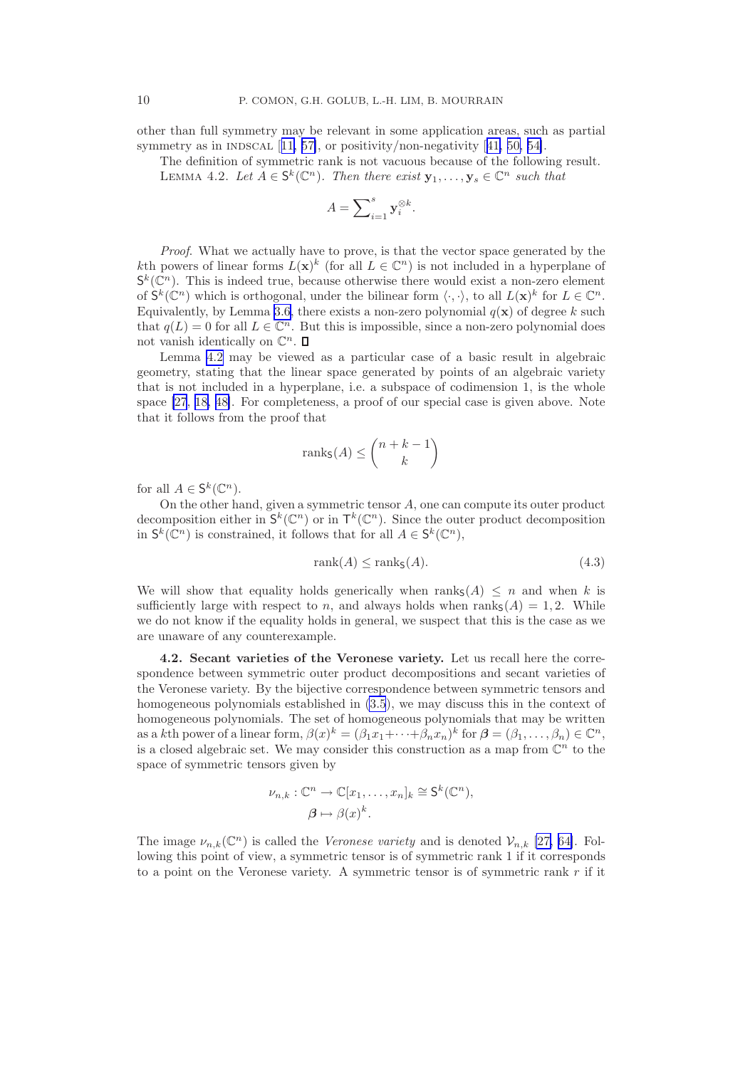other than full symmetry may be relevant in some application areas, such as partial symmetry as in INDSCAL [11, 57], or positivity/non-negativity [41, 50, 54].

The definition of symmetric rank is not vacuous because of the following result.

LEMMA 4.2. *Let $A \in \mathsf{S}^k(\mathbb{C}^n)$. Then there exist $\mathbf{y}_1, \dots, \mathbf{y}_s \in \mathbb{C}^n$ such that*

$$A = \sum_{i=1}^{s} \mathbf{y}_i^{\otimes k}.$$

*Proof.* What we actually have to prove, is that the vector space generated by the $k$th powers of linear forms $L(\mathbf{x})^k$ (for all $L \in \mathbb{C}^n$) is not included in a hyperplane of $\mathsf{S}^k(\mathbb{C}^n)$. This is indeed true, because otherwise there would exist a non-zero element of $\mathsf{S}^k(\mathbb{C}^n)$ which is orthogonal, under the bilinear form $\langle \cdot, \cdot \rangle$, to all $L(\mathbf{x})^k$ for $L \in \mathbb{C}^n$. Equivalently, by Lemma 3.6, there exists a non-zero polynomial $q(\mathbf{x})$ of degree $k$ such that $q(L) = 0$ for all $L \in \mathbb{C}^n$. But this is impossible, since a non-zero polynomial does not vanish identically on $\mathbb{C}^n$. ∎

Lemma 4.2 may be viewed as a particular case of a basic result in algebraic geometry, stating that the linear space generated by points of an algebraic variety that is not included in a hyperplane, i.e. a subspace of codimension 1, is the whole space [27, 18, 48]. For completeness, a proof of our special case is given above. Note that it follows from the proof that

$$\operatorname{rank}_{\mathsf{S}}(A) \leq \binom{n+k-1}{k}$$

for all $A \in \mathsf{S}^k(\mathbb{C}^n)$.

On the other hand, given a symmetric tensor $A$, one can compute its outer product decomposition either in $\mathsf{S}^k(\mathbb{C}^n)$ or in $\mathsf{T}^k(\mathbb{C}^n)$. Since the outer product decomposition in $\mathsf{S}^k(\mathbb{C}^n)$ is constrained, it follows that for all $A \in \mathsf{S}^k(\mathbb{C}^n)$,

$$\operatorname{rank}(A) \leq \operatorname{rank}_{\mathsf{S}}(A). \tag{4.3}$$

We will show that equality holds generically when $\operatorname{rank}_{\mathsf{S}}(A) \leq n$ and when $k$ is sufficiently large with respect to $n$, and always holds when $\operatorname{rank}_{\mathsf{S}}(A) = 1, 2$. While we do not know if the equality holds in general, we suspect that this is the case as we are unaware of any counterexample.

**4.2. Secant varieties of the Veronese variety.** Let us recall here the correspondence between symmetric outer product decompositions and secant varieties of the Veronese variety. By the bijective correspondence between symmetric tensors and homogeneous polynomials established in (3.5), we may discuss this in the context of homogeneous polynomials. The set of homogeneous polynomials that may be written as a $k$th power of a linear form, $\beta(x)^k = (\beta_1 x_1 + \cdots + \beta_n x_n)^k$ for $\boldsymbol{\beta} = (\beta_1, \dots, \beta_n) \in \mathbb{C}^n$, is a closed algebraic set. We may consider this construction as a map from $\mathbb{C}^n$ to the space of symmetric tensors given by

$$\begin{aligned} \nu_{n,k} : \mathbb{C}^n &\to \mathbb{C}[x_1, \dots, x_n]_k \cong \mathsf{S}^k(\mathbb{C}^n), \\ \boldsymbol{\beta} &\mapsto \beta(x)^k. \end{aligned}$$

The image $\nu_{n,k}(\mathbb{C}^n)$ is called the *Veronese variety* and is denoted $\mathcal{V}_{n,k}$ [27, 64]. Following this point of view, a symmetric tensor is of symmetric rank 1 if it corresponds to a point on the Veronese variety. A symmetric tensor is of symmetric rank $r$ if it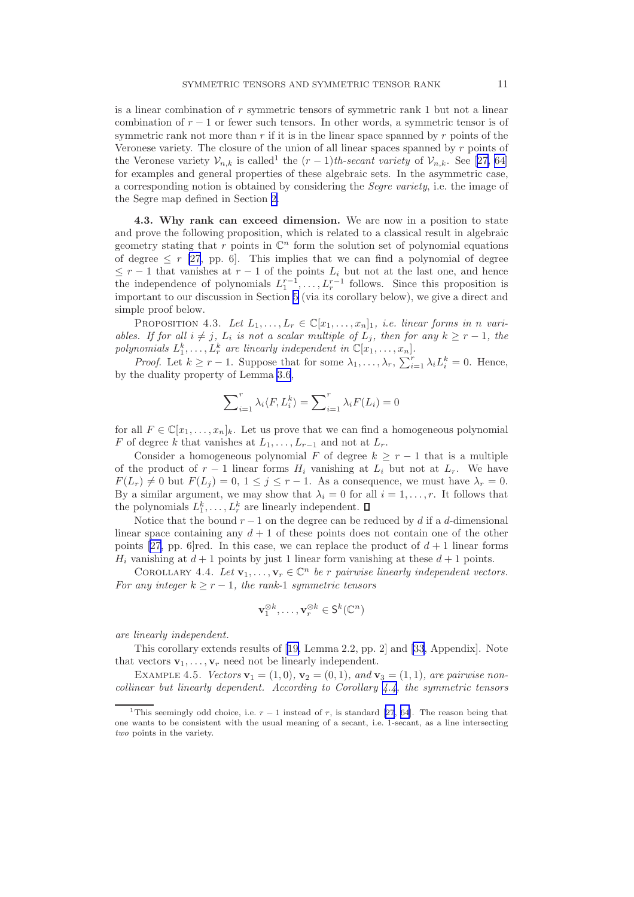is a linear combination of $r$ symmetric tensors of symmetric rank 1 but not a linear combination of $r-1$ or fewer such tensors. In other words, a symmetric tensor is of symmetric rank not more than $r$ if it is in the linear space spanned by $r$ points of the Veronese variety. The closure of the union of all linear spaces spanned by $r$ points of the Veronese variety $\mathcal{V}_{n,k}$ is called[1] the $(r-1)$*th-secant variety* of $\mathcal{V}_{n,k}$. See [27, 64] for examples and general properties of these algebraic sets. In the asymmetric case, a corresponding notion is obtained by considering the *Segre variety*, i.e. the image of the Segre map defined in Section 2.

**4.3. Why rank can exceed dimension.** We are now in a position to state and prove the following proposition, which is related to a classical result in algebraic geometry stating that $r$ points in $\mathbb{C}^n$ form the solution set of polynomial equations of degree $\leq r$ [27, pp. 6]. This implies that we can find a polynomial of degree $\leq r-1$ that vanishes at $r-1$ of the points $L_i$ but not at the last one, and hence the independence of polynomials $L_1^{r-1}, \dots, L_r^{r-1}$ follows. Since this proposition is important to our discussion in Section 5 (via its corollary below), we give a direct and simple proof below.

Proposition 4.3. *Let $L_1, \dots, L_r \in \mathbb{C}[x_1, \dots, x_n]_1$, i.e. linear forms in $n$ variables. If for all $i \neq j$, $L_i$ is not a scalar multiple of $L_j$, then for any $k \geq r-1$, the polynomials $L_1^k, \dots, L_r^k$ are linearly independent in $\mathbb{C}[x_1, \dots, x_n]$.*

*Proof.* Let $k \geq r-1$. Suppose that for some $\lambda_1, \dots, \lambda_r$, $\sum_{i=1}^r \lambda_i L_i^k = 0$. Hence, by the duality property of Lemma 3.6,

$$\sum\nolimits_{i=1}^r \lambda_i \langle F, L_i^k \rangle = \sum\nolimits_{i=1}^r \lambda_i F(L_i) = 0$$

for all $F \in \mathbb{C}[x_1, \dots, x_n]_k$. Let us prove that we can find a homogeneous polynomial $F$ of degree $k$ that vanishes at $L_1, \dots, L_{r-1}$ and not at $L_r$.

Consider a homogeneous polynomial $F$ of degree $k \geq r-1$ that is a multiple of the product of $r-1$ linear forms $H_i$ vanishing at $L_i$ but not at $L_r$. We have $F(L_r) \neq 0$ but $F(L_j) = 0$, $1 \leq j \leq r-1$. As a consequence, we must have $\lambda_r = 0$. By a similar argument, we may show that $\lambda_i = 0$ for all $i = 1, \dots, r$. It follows that the polynomials $L_1^k, \dots, L_r^k$ are linearly independent. ∎

Notice that the bound $r-1$ on the degree can be reduced by $d$ if a $d$-dimensional linear space containing any $d+1$ of these points does not contain one of the other points [27, pp. 6]red. In this case, we can replace the product of $d+1$ linear forms $H_i$ vanishing at $d+1$ points by just 1 linear form vanishing at these $d+1$ points.

Corollary 4.4. *Let $\mathbf{v}_1, \dots, \mathbf{v}_r \in \mathbb{C}^n$ be $r$ pairwise linearly independent vectors. For any integer $k \geq r-1$, the rank-1 symmetric tensors*

$$\mathbf{v}_1^{\otimes k}, \dots, \mathbf{v}_r^{\otimes k} \in \mathsf{S}^k(\mathbb{C}^n)$$

*are linearly independent.*

This corollary extends results of [19, Lemma 2.2, pp. 2] and [33, Appendix]. Note that vectors $\mathbf{v}_1, \dots, \mathbf{v}_r$ need not be linearly independent.

Example 4.5. *Vectors $\mathbf{v}_1 = (1,0)$, $\mathbf{v}_2 = (0,1)$, and $\mathbf{v}_3 = (1,1)$, are pairwise noncollinear but linearly dependent. According to Corollary 4.4, the symmetric tensors*

[1] This seemingly odd choice, i.e. $r-1$ instead of $r$, is standard [27, 64]. The reason being that one wants to be consistent with the usual meaning of a secant, i.e. 1-secant, as a line intersecting *two* points in the variety.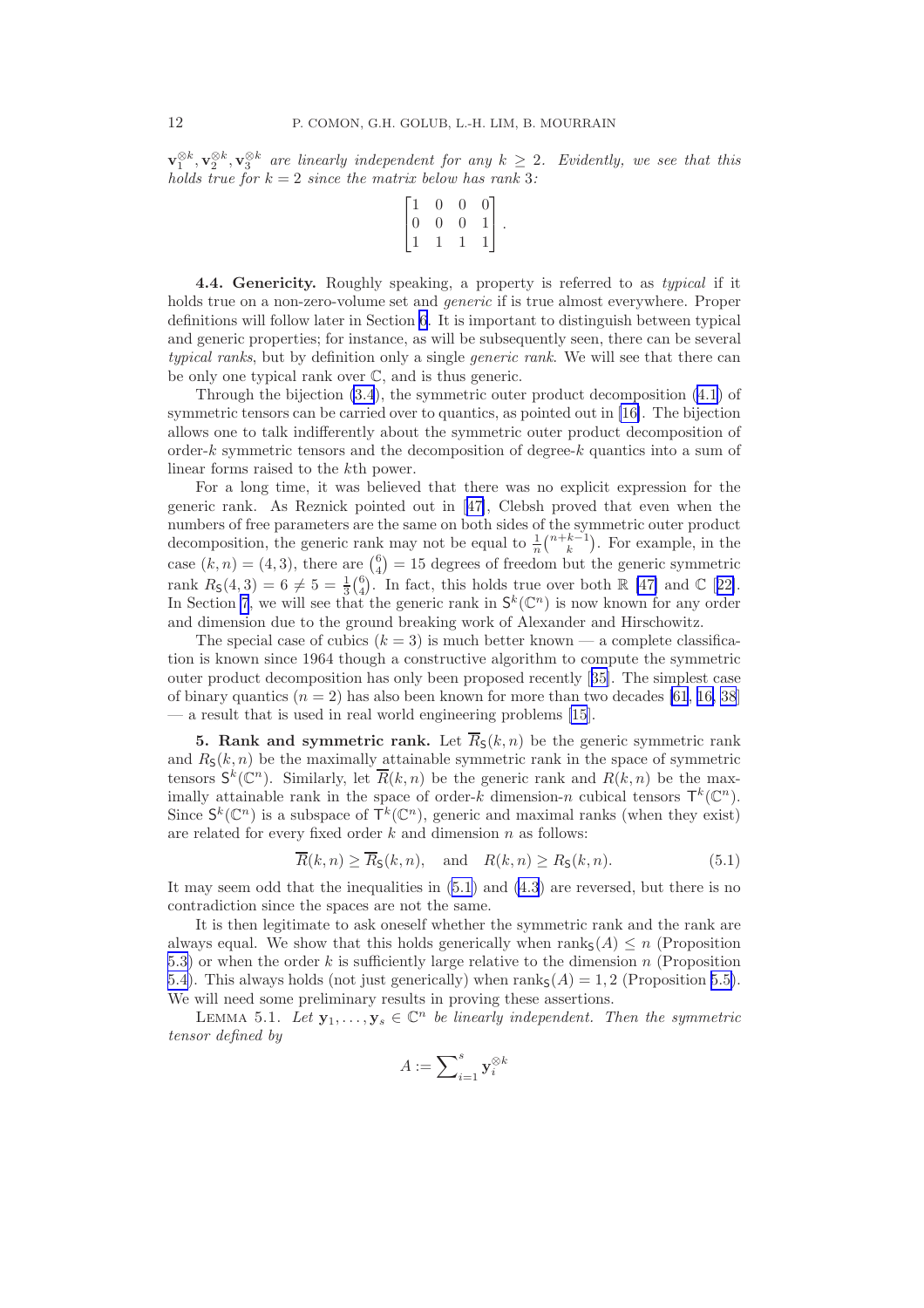$\mathbf{v}_1^{\otimes k}, \mathbf{v}_2^{\otimes k}, \mathbf{v}_3^{\otimes k}$ *are linearly independent for any $k \geq 2$. Evidently, we see that this holds true for $k = 2$ since the matrix below has rank 3:*

$$\begin{bmatrix} 1 & 0 & 0 & 0 \\ 0 & 0 & 0 & 1 \\ 1 & 1 & 1 & 1 \end{bmatrix}.$$

**4.4. Genericity.** Roughly speaking, a property is referred to as *typical* if it holds true on a non-zero-volume set and *generic* if is true almost everywhere. Proper definitions will follow later in Section 6. It is important to distinguish between typical and generic properties; for instance, as will be subsequently seen, there can be several *typical ranks*, but by definition only a single *generic rank*. We will see that there can be only one typical rank over $\mathbb{C}$, and is thus generic.

Through the bijection (3.4), the symmetric outer product decomposition (4.1) of symmetric tensors can be carried over to quantics, as pointed out in [16]. The bijection allows one to talk indifferently about the symmetric outer product decomposition of order-$k$ symmetric tensors and the decomposition of degree-$k$ quantics into a sum of linear forms raised to the $k$th power.

For a long time, it was believed that there was no explicit expression for the generic rank. As Reznick pointed out in [47], Clebsh proved that even when the numbers of free parameters are the same on both sides of the symmetric outer product decomposition, the generic rank may not be equal to $\frac{1}{n}\binom{n+k-1}{k}$. For example, in the case $(k, n) = (4, 3)$, there are $\binom{6}{4} = 15$ degrees of freedom but the generic symmetric rank $R_{\mathsf{S}}(4, 3) = 6 \neq 5 = \frac{1}{3}\binom{6}{4}$. In fact, this holds true over both $\mathbb{R}$ [47] and $\mathbb{C}$ [22]. In Section 7, we will see that the generic rank in $\mathsf{S}^k(\mathbb{C}^n)$ is now known for any order and dimension due to the ground breaking work of Alexander and Hirschowitz.

The special case of cubics ($k = 3$) is much better known — a complete classification is known since 1964 though a constructive algorithm to compute the symmetric outer product decomposition has only been proposed recently [35]. The simplest case of binary quantics ($n = 2$) has also been known for more than two decades [61, 16, 38] — a result that is used in real world engineering problems [15].

**5. Rank and symmetric rank.** Let $\overline{R}_{\mathsf{S}}(k, n)$ be the generic symmetric rank and $R_{\mathsf{S}}(k, n)$ be the maximally attainable symmetric rank in the space of symmetric tensors $\mathsf{S}^k(\mathbb{C}^n)$. Similarly, let $\overline{R}(k, n)$ be the generic rank and $R(k, n)$ be the maximally attainable rank in the space of order-$k$ dimension-$n$ cubical tensors $\mathsf{T}^k(\mathbb{C}^n)$. Since $\mathsf{S}^k(\mathbb{C}^n)$ is a subspace of $\mathsf{T}^k(\mathbb{C}^n)$, generic and maximal ranks (when they exist) are related for every fixed order $k$ and dimension $n$ as follows:

$$\overline{R}(k, n) \geq \overline{R}_{\mathsf{S}}(k, n), \quad \text{and} \quad R(k, n) \geq R_{\mathsf{S}}(k, n). \tag{5.1}$$

It may seem odd that the inequalities in (5.1) and (4.3) are reversed, but there is no contradiction since the spaces are not the same.

It is then legitimate to ask oneself whether the symmetric rank and the rank are always equal. We show that this holds generically when $\operatorname{rank}_{\mathsf{S}}(A) \leq n$ (Proposition 5.3) or when the order $k$ is sufficiently large relative to the dimension $n$ (Proposition 5.4). This always holds (not just generically) when $\operatorname{rank}_{\mathsf{S}}(A) = 1, 2$ (Proposition 5.5). We will need some preliminary results in proving these assertions.

LEMMA 5.1. *Let $\mathbf{y}_1, \ldots, \mathbf{y}_s \in \mathbb{C}^n$ be linearly independent. Then the symmetric tensor defined by*

$$A := \sum\nolimits_{i=1}^{s} \mathbf{y}_i^{\otimes k}$$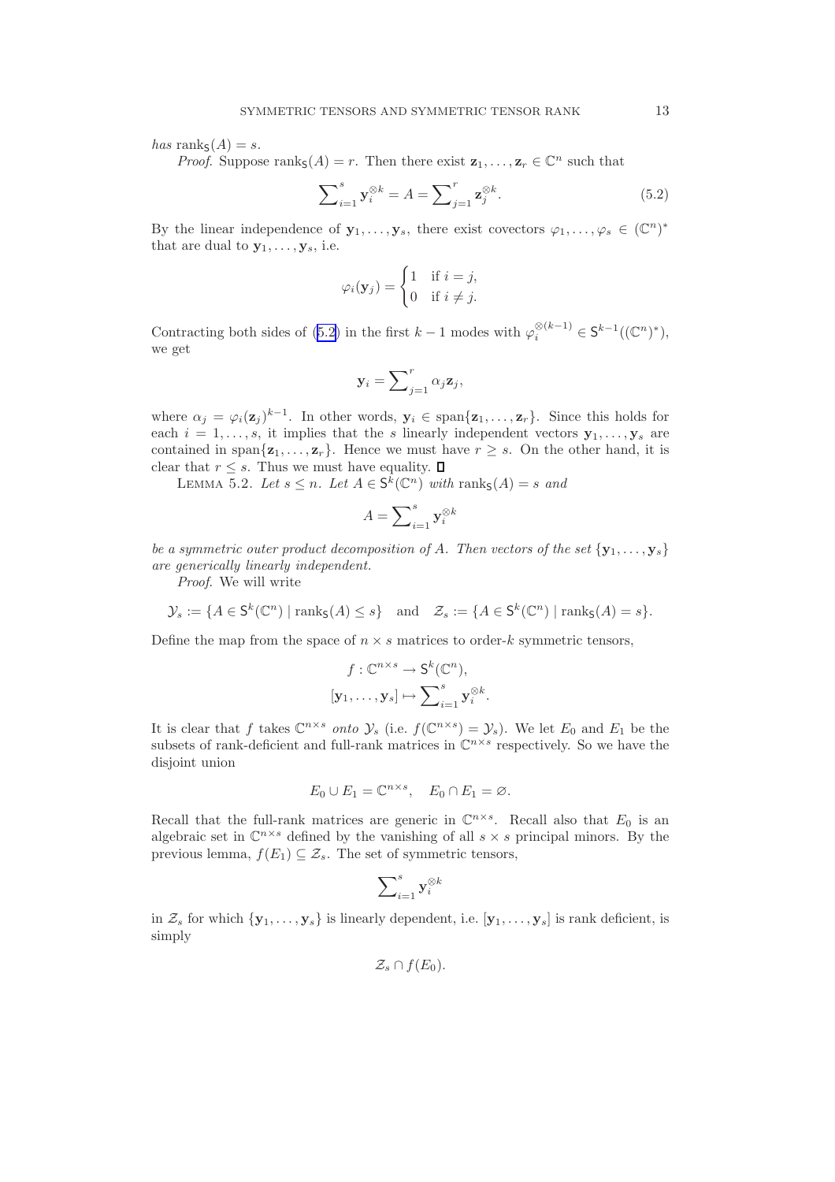*has* $\operatorname{rank}_{\mathsf{S}}(A) = s$.

*Proof*. Suppose $\operatorname{rank}_{\mathsf{S}}(A) = r$. Then there exist $\mathbf{z}_1, \dots, \mathbf{z}_r \in \mathbb{C}^n$ such that

$$\sum\nolimits_{i=1}^{s} \mathbf{y}_i^{\otimes k} = A = \sum\nolimits_{j=1}^{r} \mathbf{z}_j^{\otimes k}. \tag{5.2}$$

By the linear independence of $\mathbf{y}_1, \dots, \mathbf{y}_s$, there exist covectors $\varphi_1, \dots, \varphi_s \in (\mathbb{C}^n)^*$ that are dual to $\mathbf{y}_1, \dots, \mathbf{y}_s$, i.e.

$$\varphi_i(\mathbf{y}_j) = \begin{cases} 1 & \text{if } i = j, \\ 0 & \text{if } i \neq j. \end{cases}$$

Contracting both sides of (5.2) in the first $k-1$ modes with $\varphi_i^{\otimes(k-1)} \in \mathsf{S}^{k-1}((\mathbb{C}^n)^*)$, we get

$$\mathbf{y}_i = \sum\nolimits_{j=1}^{r} \alpha_j \mathbf{z}_j,$$

where $\alpha_j = \varphi_i(\mathbf{z}_j)^{k-1}$. In other words, $\mathbf{y}_i \in \operatorname{span}\{\mathbf{z}_1, \dots, \mathbf{z}_r\}$. Since this holds for each $i = 1, \dots, s$, it implies that the $s$ linearly independent vectors $\mathbf{y}_1, \dots, \mathbf{y}_s$ are contained in $\operatorname{span}\{\mathbf{z}_1, \dots, \mathbf{z}_r\}$. Hence we must have $r \geq s$. On the other hand, it is clear that $r \leq s$. Thus we must have equality. ∎

LEMMA 5.2. *Let* $s \leq n$. *Let* $A \in \mathsf{S}^k(\mathbb{C}^n)$ *with* $\operatorname{rank}_{\mathsf{S}}(A) = s$ *and*

$$A = \sum\nolimits_{i=1}^{s} \mathbf{y}_i^{\otimes k}$$

*be a symmetric outer product decomposition of* $A$. *Then vectors of the set* $\{\mathbf{y}_1, \dots, \mathbf{y}_s\}$ *are generically linearly independent.*

*Proof*. We will write

$$\mathcal{Y}_s := \{A \in \mathsf{S}^k(\mathbb{C}^n) \mid \operatorname{rank}_{\mathsf{S}}(A) \leq s\} \quad \text{and} \quad \mathcal{Z}_s := \{A \in \mathsf{S}^k(\mathbb{C}^n) \mid \operatorname{rank}_{\mathsf{S}}(A) = s\}.$$

Define the map from the space of $n \times s$ matrices to order-$k$ symmetric tensors,

$$f : \mathbb{C}^{n \times s} \to \mathsf{S}^k(\mathbb{C}^n),$$
$$[\mathbf{y}_1, \dots, \mathbf{y}_s] \mapsto \sum\nolimits_{i=1}^{s} \mathbf{y}_i^{\otimes k}.$$

It is clear that $f$ takes $\mathbb{C}^{n \times s}$ *onto* $\mathcal{Y}_s$ (i.e. $f(\mathbb{C}^{n \times s}) = \mathcal{Y}_s$). We let $E_0$ and $E_1$ be the subsets of rank-deficient and full-rank matrices in $\mathbb{C}^{n \times s}$ respectively. So we have the disjoint union

$$E_0 \cup E_1 = \mathbb{C}^{n \times s}, \quad E_0 \cap E_1 = \varnothing.$$

Recall that the full-rank matrices are generic in $\mathbb{C}^{n \times s}$. Recall also that $E_0$ is an algebraic set in $\mathbb{C}^{n \times s}$ defined by the vanishing of all $s \times s$ principal minors. By the previous lemma, $f(E_1) \subseteq \mathcal{Z}_s$. The set of symmetric tensors,

$$\sum\nolimits_{i=1}^{s} \mathbf{y}_i^{\otimes k}$$

in $\mathcal{Z}_s$ for which $\{\mathbf{y}_1, \dots, \mathbf{y}_s\}$ is linearly dependent, i.e. $[\mathbf{y}_1, \dots, \mathbf{y}_s]$ is rank deficient, is simply

$$\mathcal{Z}_s \cap f(E_0).$$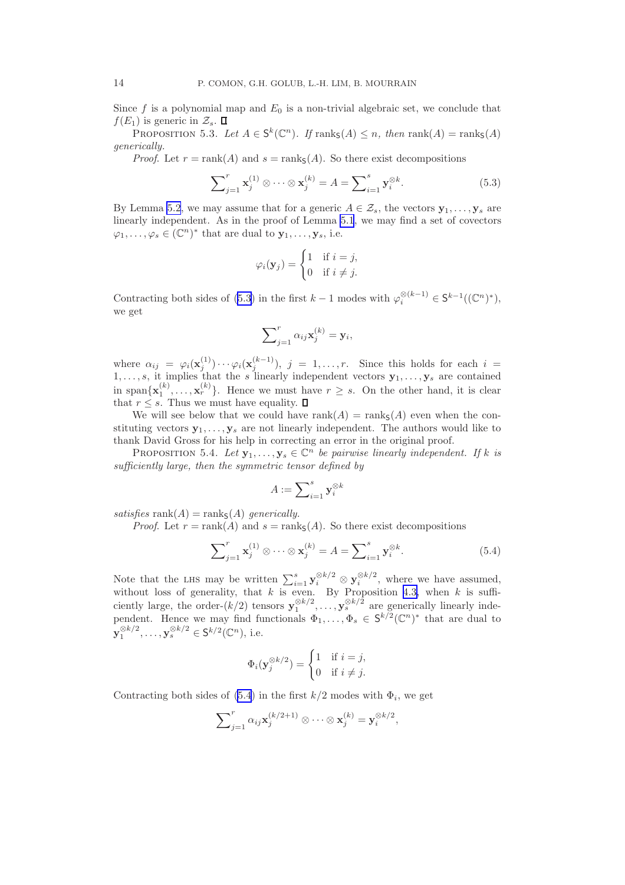Since $f$ is a polynomial map and $E_0$ is a non-trivial algebraic set, we conclude that $f(E_1)$ is generic in $\mathcal{Z}_s$. ∎

Proposition 5.3. *Let $A \in \mathsf{S}^k(\mathbb{C}^n)$. If $\operatorname{rank}_{\mathsf{S}}(A) \leq n$, then $\operatorname{rank}(A) = \operatorname{rank}_{\mathsf{S}}(A)$ generically.*

*Proof.* Let $r = \operatorname{rank}(A)$ and $s = \operatorname{rank}_{\mathsf{S}}(A)$. So there exist decompositions

$$\sum\nolimits_{j=1}^{r} \mathbf{x}_j^{(1)} \otimes \cdots \otimes \mathbf{x}_j^{(k)} = A = \sum\nolimits_{i=1}^{s} \mathbf{y}_i^{\otimes k}. \tag{5.3}$$

By Lemma 5.2, we may assume that for a generic $A \in \mathcal{Z}_s$, the vectors $\mathbf{y}_1, \dots, \mathbf{y}_s$ are linearly independent. As in the proof of Lemma 5.1, we may find a set of covectors $\varphi_1, \dots, \varphi_s \in (\mathbb{C}^n)^*$ that are dual to $\mathbf{y}_1, \dots, \mathbf{y}_s$, i.e.

$$\varphi_i(\mathbf{y}_j) = \begin{cases} 1 & \text{if } i = j, \\ 0 & \text{if } i \neq j. \end{cases}$$

Contracting both sides of (5.3) in the first $k-1$ modes with $\varphi_i^{\otimes(k-1)} \in \mathsf{S}^{k-1}((\mathbb{C}^n)^*)$, we get

$$\sum\nolimits_{j=1}^{r} \alpha_{ij} \mathbf{x}_j^{(k)} = \mathbf{y}_i,$$

where $\alpha_{ij} = \varphi_i(\mathbf{x}_j^{(1)}) \cdots \varphi_i(\mathbf{x}_j^{(k-1)})$, $j = 1, \dots, r$. Since this holds for each $i = 1, \dots, s$, it implies that the $s$ linearly independent vectors $\mathbf{y}_1, \dots, \mathbf{y}_s$ are contained in $\operatorname{span}\{\mathbf{x}_1^{(k)}, \dots, \mathbf{x}_r^{(k)}\}$. Hence we must have $r \geq s$. On the other hand, it is clear that $r \leq s$. Thus we must have equality. ∎

We will see below that we could have $\operatorname{rank}(A) = \operatorname{rank}_{\mathsf{S}}(A)$ even when the constituting vectors $\mathbf{y}_1, \dots, \mathbf{y}_s$ are not linearly independent. The authors would like to thank David Gross for his help in correcting an error in the original proof.

Proposition 5.4. *Let $\mathbf{y}_1, \dots, \mathbf{y}_s \in \mathbb{C}^n$ be pairwise linearly independent. If $k$ is sufficiently large, then the symmetric tensor defined by*

$$A := \sum\nolimits_{i=1}^{s} \mathbf{y}_i^{\otimes k}$$

*satisfies $\operatorname{rank}(A) = \operatorname{rank}_{\mathsf{S}}(A)$ generically.*

*Proof.* Let $r = \operatorname{rank}(A)$ and $s = \operatorname{rank}_{\mathsf{S}}(A)$. So there exist decompositions

$$\sum\nolimits_{j=1}^{r} \mathbf{x}_j^{(1)} \otimes \cdots \otimes \mathbf{x}_j^{(k)} = A = \sum\nolimits_{i=1}^{s} \mathbf{y}_i^{\otimes k}. \tag{5.4}$$

Note that the LHS may be written $\sum_{i=1}^{s} \mathbf{y}_i^{\otimes k/2} \otimes \mathbf{y}_i^{\otimes k/2}$, where we have assumed, without loss of generality, that $k$ is even. By Proposition 4.3, when $k$ is sufficiently large, the order-$(k/2)$ tensors $\mathbf{y}_1^{\otimes k/2}, \dots, \mathbf{y}_s^{\otimes k/2}$ are generically linearly independent. Hence we may find functionals $\Phi_1, \dots, \Phi_s \in \mathsf{S}^{k/2}(\mathbb{C}^n)^*$ that are dual to $\mathbf{y}_1^{\otimes k/2}, \dots, \mathbf{y}_s^{\otimes k/2} \in \mathsf{S}^{k/2}(\mathbb{C}^n)$, i.e.

$$\Phi_i(\mathbf{y}_j^{\otimes k/2}) = \begin{cases} 1 & \text{if } i = j, \\ 0 & \text{if } i \neq j. \end{cases}$$

Contracting both sides of (5.4) in the first $k/2$ modes with $\Phi_i$, we get

$$\sum\nolimits_{j=1}^{r} \alpha_{ij} \mathbf{x}_j^{(k/2+1)} \otimes \cdots \otimes \mathbf{x}_j^{(k)} = \mathbf{y}_i^{\otimes k/2},$$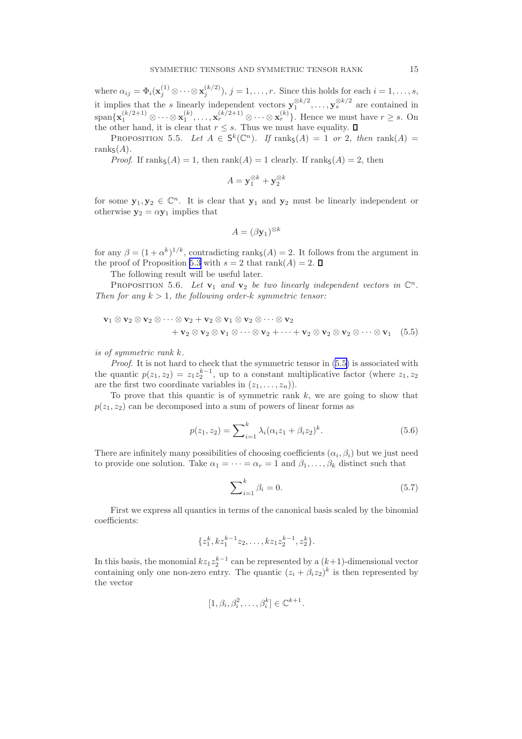where $\alpha_{ij} = \Phi_i(\mathbf{x}_j^{(1)} \otimes \cdots \otimes \mathbf{x}_j^{(k/2)})$, $j = 1, \ldots, r$. Since this holds for each $i = 1, \ldots, s$, it implies that the $s$ linearly independent vectors $\mathbf{y}_1^{\otimes k/2}, \ldots, \mathbf{y}_s^{\otimes k/2}$ are contained in $\operatorname{span}\{\mathbf{x}_1^{(k/2+1)} \otimes \cdots \otimes \mathbf{x}_1^{(k)}, \ldots, \mathbf{x}_r^{(k/2+1)} \otimes \cdots \otimes \mathbf{x}_r^{(k)}\}$. Hence we must have $r \geq s$. On the other hand, it is clear that $r \leq s$. Thus we must have equality. ∎

PROPOSITION 5.5. *Let $A \in \mathsf{S}^k(\mathbb{C}^n)$. If $\operatorname{rank}_{\mathsf{S}}(A) = 1$ or $2$, then $\operatorname{rank}(A) = \operatorname{rank}_{\mathsf{S}}(A)$.*

*Proof*. If $\operatorname{rank}_{\mathsf{S}}(A) = 1$, then $\operatorname{rank}(A) = 1$ clearly. If $\operatorname{rank}_{\mathsf{S}}(A) = 2$, then

$$A = \mathbf{y}_1^{\otimes k} + \mathbf{y}_2^{\otimes k}$$

for some $\mathbf{y}_1, \mathbf{y}_2 \in \mathbb{C}^n$. It is clear that $\mathbf{y}_1$ and $\mathbf{y}_2$ must be linearly independent or otherwise $\mathbf{y}_2 = \alpha \mathbf{y}_1$ implies that

$$A = (\beta \mathbf{y}_1)^{\otimes k}$$

for any $\beta = (1 + \alpha^k)^{1/k}$, contradicting $\operatorname{rank}_{\mathsf{S}}(A) = 2$. It follows from the argument in the proof of Proposition 5.3 with $s = 2$ that $\operatorname{rank}(A) = 2$. ∎

The following result will be useful later.

PROPOSITION 5.6. *Let $\mathbf{v}_1$ and $\mathbf{v}_2$ be two linearly independent vectors in $\mathbb{C}^n$. Then for any $k > 1$, the following order-$k$ symmetric tensor:*

$$\begin{aligned} &\mathbf{v}_1 \otimes \mathbf{v}_2 \otimes \mathbf{v}_2 \otimes \cdots \otimes \mathbf{v}_2 + \mathbf{v}_2 \otimes \mathbf{v}_1 \otimes \mathbf{v}_2 \otimes \cdots \otimes \mathbf{v}_2 \\ &\qquad + \mathbf{v}_2 \otimes \mathbf{v}_2 \otimes \mathbf{v}_1 \otimes \cdots \otimes \mathbf{v}_2 + \cdots + \mathbf{v}_2 \otimes \mathbf{v}_2 \otimes \mathbf{v}_2 \otimes \cdots \otimes \mathbf{v}_1 \end{aligned} \tag{5.5}$$

*is of symmetric rank $k$.*

*Proof*. It is not hard to check that the symmetric tensor in (5.5) is associated with the quantic $p(z_1, z_2) = z_1 z_2^{k-1}$, up to a constant multiplicative factor (where $z_1, z_2$ are the first two coordinate variables in $(z_1, \ldots, z_n)$).

To prove that this quantic is of symmetric rank $k$, we are going to show that $p(z_1, z_2)$ can be decomposed into a sum of powers of linear forms as

$$p(z_1, z_2) = \sum\nolimits_{i=1}^{k} \lambda_i (\alpha_i z_1 + \beta_i z_2)^k. \tag{5.6}$$

There are infinitely many possibilities of choosing coefficients $(\alpha_i, \beta_i)$ but we just need to provide one solution. Take $\alpha_1 = \cdots = \alpha_r = 1$ and $\beta_1, \ldots, \beta_k$ distinct such that

$$\sum\nolimits_{i=1}^{k} \beta_i = 0. \tag{5.7}$$

First we express all quantics in terms of the canonical basis scaled by the binomial coefficients:

$$\{z_1^k, k z_1^{k-1} z_2, \ldots, k z_1 z_2^{k-1}, z_2^k\}.$$

In this basis, the monomial $k z_1 z_2^{k-1}$ can be represented by a $(k+1)$-dimensional vector containing only one non-zero entry. The quantic $(z_i + \beta_i z_2)^k$ is then represented by the vector

$$[1, \beta_i, \beta_i^2, \ldots, \beta_i^k] \in \mathbb{C}^{k+1}.$$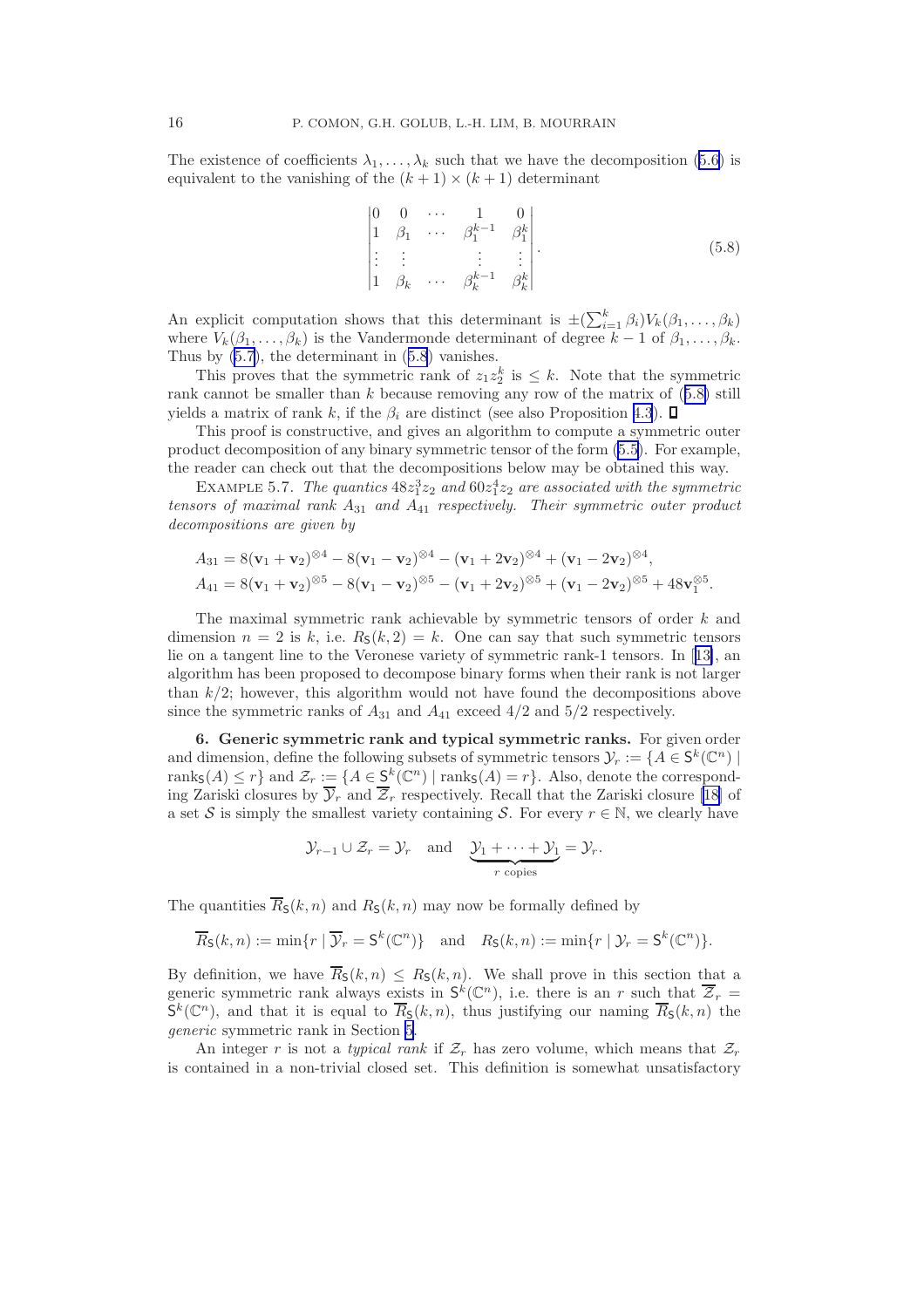The existence of coefficients $\lambda_1, \ldots, \lambda_k$ such that we have the decomposition (5.6) is equivalent to the vanishing of the $(k+1)\times(k+1)$ determinant

$$
\begin{vmatrix}
0 & 0 & \cdots & 1 & 0 \\
1 & \beta_1 & \cdots & \beta_1^{k-1} & \beta_1^k \\
\vdots & \vdots & & \vdots & \vdots \\
1 & \beta_k & \cdots & \beta_k^{k-1} & \beta_k^k
\end{vmatrix}. \tag{5.8}
$$

An explicit computation shows that this determinant is $\pm(\sum_{i=1}^k \beta_i) V_k(\beta_1, \ldots, \beta_k)$ where $V_k(\beta_1, \ldots, \beta_k)$ is the Vandermonde determinant of degree $k-1$ of $\beta_1, \ldots, \beta_k$. Thus by (5.7), the determinant in (5.8) vanishes.

This proves that the symmetric rank of $z_1 z_2^k$ is $\leq k$. Note that the symmetric rank cannot be smaller than $k$ because removing any row of the matrix of (5.8) still yields a matrix of rank $k$, if the $\beta_i$ are distinct (see also Proposition 4.3). ∎

This proof is constructive, and gives an algorithm to compute a symmetric outer product decomposition of any binary symmetric tensor of the form (5.5). For example, the reader can check out that the decompositions below may be obtained this way.

Example 5.7. *The quantics $48z_1^3 z_2$ and $60z_1^4 z_2$ are associated with the symmetric tensors of maximal rank $A_{31}$ and $A_{41}$ respectively. Their symmetric outer product decompositions are given by*

$$
\begin{aligned}
A_{31} &= 8(\mathbf{v}_1+\mathbf{v}_2)^{\otimes 4} - 8(\mathbf{v}_1-\mathbf{v}_2)^{\otimes 4} - (\mathbf{v}_1+2\mathbf{v}_2)^{\otimes 4} + (\mathbf{v}_1-2\mathbf{v}_2)^{\otimes 4}, \\
A_{41} &= 8(\mathbf{v}_1+\mathbf{v}_2)^{\otimes 5} - 8(\mathbf{v}_1-\mathbf{v}_2)^{\otimes 5} - (\mathbf{v}_1+2\mathbf{v}_2)^{\otimes 5} + (\mathbf{v}_1-2\mathbf{v}_2)^{\otimes 5} + 48\mathbf{v}_1^{\otimes 5}.
\end{aligned}
$$

The maximal symmetric rank achievable by symmetric tensors of order $k$ and dimension $n=2$ is $k$, i.e. $R_{\mathsf{S}}(k,2)=k$. One can say that such symmetric tensors lie on a tangent line to the Veronese variety of symmetric rank-1 tensors. In [13], an algorithm has been proposed to decompose binary forms when their rank is not larger than $k/2$; however, this algorithm would not have found the decompositions above since the symmetric ranks of $A_{31}$ and $A_{41}$ exceed $4/2$ and $5/2$ respectively.

**6. Generic symmetric rank and typical symmetric ranks.** For given order and dimension, define the following subsets of symmetric tensors $\mathcal{Y}_r := \{A \in \mathsf{S}^k(\mathbb{C}^n) \mid \operatorname{rank}_{\mathsf{S}}(A) \leq r\}$ and $\mathcal{Z}_r := \{A \in \mathsf{S}^k(\mathbb{C}^n) \mid \operatorname{rank}_{\mathsf{S}}(A) = r\}$. Also, denote the corresponding Zariski closures by $\overline{\mathcal{Y}}_r$ and $\overline{\mathcal{Z}}_r$ respectively. Recall that the Zariski closure [18] of a set $\mathcal{S}$ is simply the smallest variety containing $\mathcal{S}$. For every $r \in \mathbb{N}$, we clearly have

$$
\mathcal{Y}_{r-1} \cup \mathcal{Z}_r = \mathcal{Y}_r \quad \text{and} \quad \underbrace{\mathcal{Y}_1 + \cdots + \mathcal{Y}_1}_{r \text{ copies}} = \mathcal{Y}_r.
$$

The quantities $\overline{R}_{\mathsf{S}}(k,n)$ and $R_{\mathsf{S}}(k,n)$ may now be formally defined by

$$
\overline{R}_{\mathsf{S}}(k,n) := \min\{r \mid \overline{\mathcal{Y}}_r = \mathsf{S}^k(\mathbb{C}^n)\} \quad \text{and} \quad R_{\mathsf{S}}(k,n) := \min\{r \mid \mathcal{Y}_r = \mathsf{S}^k(\mathbb{C}^n)\}.
$$

By definition, we have $\overline{R}_{\mathsf{S}}(k,n) \leq R_{\mathsf{S}}(k,n)$. We shall prove in this section that a generic symmetric rank always exists in $\mathsf{S}^k(\mathbb{C}^n)$, i.e. there is an $r$ such that $\overline{\mathcal{Z}}_r = \mathsf{S}^k(\mathbb{C}^n)$, and that it is equal to $\overline{R}_{\mathsf{S}}(k,n)$, thus justifying our naming $\overline{R}_{\mathsf{S}}(k,n)$ the *generic* symmetric rank in Section 5.

An integer $r$ is not a *typical rank* if $\mathcal{Z}_r$ has zero volume, which means that $\mathcal{Z}_r$ is contained in a non-trivial closed set. This definition is somewhat unsatisfactory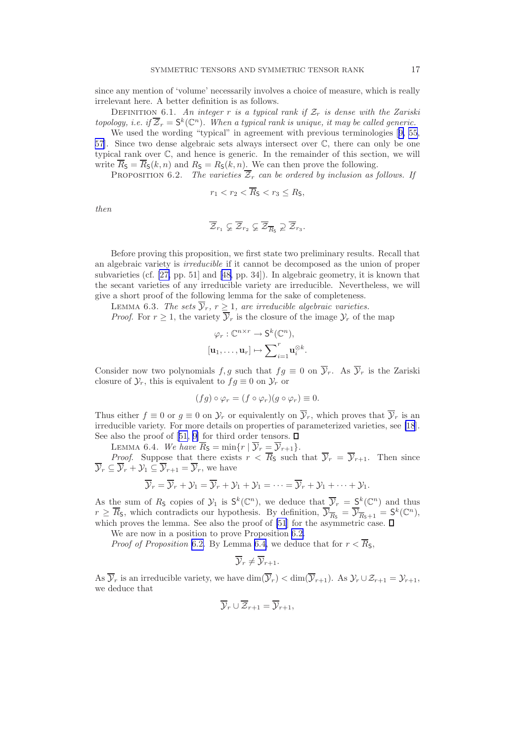since any mention of 'volume' necessarily involves a choice of measure, which is really irrelevant here. A better definition is as follows.

Definition 6.1. *An integer $r$ is a typical rank if $\mathcal{Z}_r$ is dense with the Zariski topology, i.e. if $\overline{\mathcal{Z}}_r = \mathsf{S}^k(\mathbb{C}^n)$. When a typical rank is unique, it may be called generic.*

We used the wording "typical" in agreement with previous terminologies [9, 55, 57]. Since two dense algebraic sets always intersect over $\mathbb{C}$, there can only be one typical rank over $\mathbb{C}$, and hence is generic. In the remainder of this section, we will write $\overline{R}_{\mathsf{S}} = \overline{R}_{\mathsf{S}}(k,n)$ and $R_{\mathsf{S}} = R_{\mathsf{S}}(k,n)$. We can then prove the following.

Proposition 6.2. *The varieties $\overline{\mathcal{Z}}_r$ can be ordered by inclusion as follows. If*

$$r_1 < r_2 < \overline{R}_{\mathsf{S}} < r_3 \leq R_{\mathsf{S}},$$

*then*

$$\overline{\mathcal{Z}}_{r_1} \subsetneq \overline{\mathcal{Z}}_{r_2} \subsetneq \overline{\mathcal{Z}}_{\overline{R}_{\mathsf{S}}} \supsetneq \overline{\mathcal{Z}}_{r_3}.$$

Before proving this proposition, we first state two preliminary results. Recall that an algebraic variety is *irreducible* if it cannot be decomposed as the union of proper subvarieties (cf. [27, pp. 51] and [48, pp. 34]). In algebraic geometry, it is known that the secant varieties of any irreducible variety are irreducible. Nevertheless, we will give a short proof of the following lemma for the sake of completeness.

Lemma 6.3. *The sets $\overline{\mathcal{Y}}_r$, $r \geq 1$, are irreducible algebraic varieties.*

*Proof.* For $r \geq 1$, the variety $\overline{\mathcal{Y}}_r$ is the closure of the image $\mathcal{Y}_r$ of the map

$$\varphi_r : \mathbb{C}^{n\times r} \to \mathsf{S}^k(\mathbb{C}^n),$$
$$[\mathbf{u}_1, \dots, \mathbf{u}_r] \mapsto \sum\nolimits_{i=1}^{r} \mathbf{u}_i^{\otimes k}.$$

Consider now two polynomials $f, g$ such that $fg \equiv 0$ on $\overline{\mathcal{Y}}_r$. As $\overline{\mathcal{Y}}_r$ is the Zariski closure of $\mathcal{Y}_r$, this is equivalent to $fg \equiv 0$ on $\mathcal{Y}_r$ or

$$(fg) \circ \varphi_r = (f \circ \varphi_r)(g \circ \varphi_r) \equiv 0.$$

Thus either $f \equiv 0$ or $g \equiv 0$ on $\mathcal{Y}_r$ or equivalently on $\overline{\mathcal{Y}}_r$, which proves that $\overline{\mathcal{Y}}_r$ is an irreducible variety. For more details on properties of parameterized varieties, see [18]. See also the proof of [51, 9] for third order tensors. ∎

Lemma 6.4. *We have $\overline{R}_{\mathsf{S}} = \min\{r \mid \overline{\mathcal{Y}}_r = \overline{\mathcal{Y}}_{r+1}\}$.*

*Proof.* Suppose that there exists $r < \overline{R}_{\mathsf{S}}$ such that $\overline{\mathcal{Y}}_r = \overline{\mathcal{Y}}_{r+1}$. Then since $\overline{\mathcal{Y}}_r \subseteq \overline{\mathcal{Y}}_r + \mathcal{Y}_1 \subseteq \overline{\mathcal{Y}}_{r+1} = \overline{\mathcal{Y}}_r$, we have

$$\overline{\mathcal{Y}}_r = \overline{\mathcal{Y}}_r + \mathcal{Y}_1 = \overline{\mathcal{Y}}_r + \mathcal{Y}_1 + \mathcal{Y}_1 = \cdots = \overline{\mathcal{Y}}_r + \mathcal{Y}_1 + \cdots + \mathcal{Y}_1.$$

As the sum of $R_{\mathsf{S}}$ copies of $\mathcal{Y}_1$ is $\mathsf{S}^k(\mathbb{C}^n)$, we deduce that $\overline{\mathcal{Y}}_r = \mathsf{S}^k(\mathbb{C}^n)$ and thus $r \geq \overline{R}_{\mathsf{S}}$, which contradicts our hypothesis. By definition, $\overline{\mathcal{Y}}_{\overline{R}_{\mathsf{S}}} = \overline{\mathcal{Y}}_{\overline{R}_{\mathsf{S}}+1} = \mathsf{S}^k(\mathbb{C}^n)$, which proves the lemma. See also the proof of [51] for the asymmetric case. ∎

We are now in a position to prove Proposition 6.2.

*Proof of Proposition* 6.2. By Lemma 6.4, we deduce that for $r < \overline{R}_{\mathsf{S}}$,

$$\overline{\mathcal{Y}}_r \neq \overline{\mathcal{Y}}_{r+1}.$$

As $\overline{\mathcal{Y}}_r$ is an irreducible variety, we have $\dim(\overline{\mathcal{Y}}_r) < \dim(\overline{\mathcal{Y}}_{r+1})$. As $\mathcal{Y}_r \cup \mathcal{Z}_{r+1} = \mathcal{Y}_{r+1}$, we deduce that

$$\overline{\mathcal{Y}}_r \cup \overline{\mathcal{Z}}_{r+1} = \overline{\mathcal{Y}}_{r+1},$$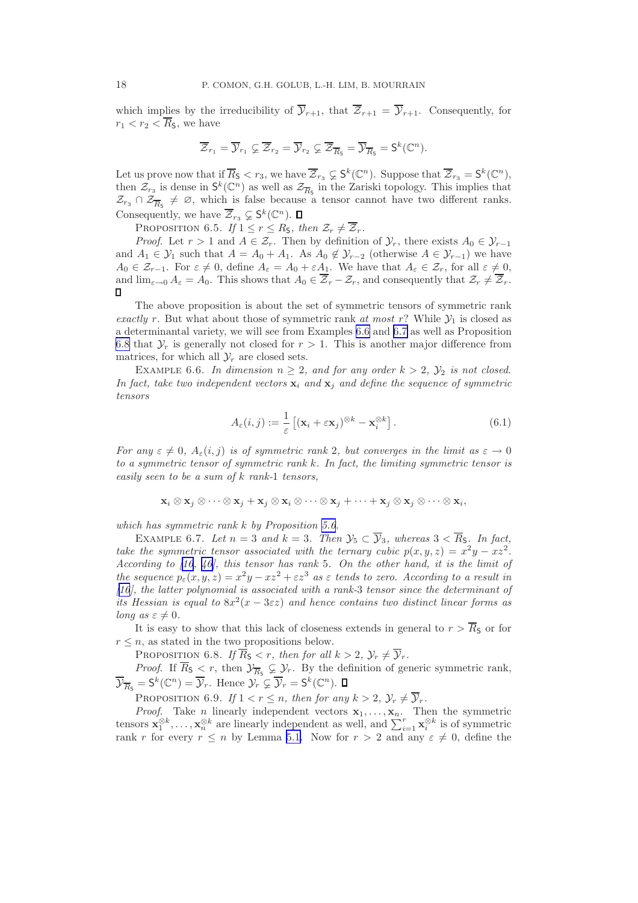which implies by the irreducibility of $\overline{\mathcal{Y}}_{r+1}$, that $\overline{\mathcal{Z}}_{r+1} = \overline{\mathcal{Y}}_{r+1}$. Consequently, for $r_1 < r_2 < \overline{R}_{\mathsf{S}}$, we have

$$\overline{\mathcal{Z}}_{r_1} = \overline{\mathcal{Y}}_{r_1} \subsetneq \overline{\mathcal{Z}}_{r_2} = \overline{\mathcal{Y}}_{r_2} \subsetneq \overline{\mathcal{Z}}_{\overline{R}_{\mathsf{S}}} = \overline{\mathcal{Y}}_{\overline{R}_{\mathsf{S}}} = \mathsf{S}^k(\mathbb{C}^n).$$

Let us prove now that if $\overline{R}_{\mathsf{S}} < r_3$, we have $\overline{\mathcal{Z}}_{r_3} \subsetneq \mathsf{S}^k(\mathbb{C}^n)$. Suppose that $\overline{\mathcal{Z}}_{r_3} = \mathsf{S}^k(\mathbb{C}^n)$, then $\mathcal{Z}_{r_3}$ is dense in $\mathsf{S}^k(\mathbb{C}^n)$ as well as $\mathcal{Z}_{\overline{R}_{\mathsf{S}}}$ in the Zariski topology. This implies that $\mathcal{Z}_{r_3} \cap \mathcal{Z}_{\overline{R}_{\mathsf{S}}} \neq \varnothing$, which is false because a tensor cannot have two different ranks. Consequently, we have $\overline{\mathcal{Z}}_{r_3} \subsetneq \mathsf{S}^k(\mathbb{C}^n)$. ∎

Proposition 6.5. *If $1 \le r \le R_{\mathsf{S}}$, then $\mathcal{Z}_r \neq \overline{\mathcal{Z}}_r$.*

*Proof.* Let $r > 1$ and $A \in \mathcal{Z}_r$. Then by definition of $\mathcal{Y}_r$, there exists $A_0 \in \mathcal{Y}_{r-1}$ and $A_1 \in \mathcal{Y}_1$ such that $A = A_0 + A_1$. As $A_0 \notin \mathcal{Y}_{r-2}$ (otherwise $A \in \mathcal{Y}_{r-1}$) we have $A_0 \in \mathcal{Z}_{r-1}$. For $\varepsilon \neq 0$, define $A_\varepsilon = A_0 + \varepsilon A_1$. We have that $A_\varepsilon \in \mathcal{Z}_r$, for all $\varepsilon \neq 0$, and $\lim_{\varepsilon \to 0} A_\varepsilon = A_0$. This shows that $A_0 \in \overline{\mathcal{Z}}_r - \mathcal{Z}_r$, and consequently that $\mathcal{Z}_r \neq \overline{\mathcal{Z}}_r$. ∎

The above proposition is about the set of symmetric tensors of symmetric rank *exactly* $r$. But what about those of symmetric rank *at most* $r$? While $\mathcal{Y}_1$ is closed as a determinantal variety, we will see from Examples 6.6 and 6.7 as well as Proposition 6.8 that $\mathcal{Y}_r$ is generally not closed for $r > 1$. This is another major difference from matrices, for which all $\mathcal{Y}_r$ are closed sets.

Example 6.6. *In dimension $n \ge 2$, and for any order $k > 2$, $\mathcal{Y}_2$ is not closed. In fact, take two independent vectors $\mathbf{x}_i$ and $\mathbf{x}_j$ and define the sequence of symmetric tensors*

$$A_\varepsilon(i,j) := \frac{1}{\varepsilon}\left[(\mathbf{x}_i + \varepsilon \mathbf{x}_j)^{\otimes k} - \mathbf{x}_i^{\otimes k}\right]. \tag{6.1}$$

*For any $\varepsilon \neq 0$, $A_\varepsilon(i,j)$ is of symmetric rank 2, but converges in the limit as $\varepsilon \to 0$ to a symmetric tensor of symmetric rank $k$. In fact, the limiting symmetric tensor is easily seen to be a sum of $k$ rank-1 tensors,*

$$\mathbf{x}_i \otimes \mathbf{x}_j \otimes \cdots \otimes \mathbf{x}_j + \mathbf{x}_j \otimes \mathbf{x}_i \otimes \cdots \otimes \mathbf{x}_j + \cdots + \mathbf{x}_j \otimes \mathbf{x}_j \otimes \cdots \otimes \mathbf{x}_i,$$

*which has symmetric rank $k$ by Proposition 5.6.*

Example 6.7. *Let $n = 3$ and $k = 3$. Then $\mathcal{Y}_5 \subset \overline{\mathcal{Y}}_3$, whereas $3 < \overline{R}_{\mathsf{S}}$. In fact, take the symmetric tensor associated with the ternary cubic $p(x,y,z) = x^2y - xz^2$. According to [16, 46], this tensor has rank 5. On the other hand, it is the limit of the sequence $p_\varepsilon(x,y,z) = x^2y - xz^2 + \varepsilon z^3$ as $\varepsilon$ tends to zero. According to a result in [16], the latter polynomial is associated with a rank-3 tensor since the determinant of its Hessian is equal to $8x^2(x - 3\varepsilon z)$ and hence contains two distinct linear forms as long as $\varepsilon \neq 0$.*

It is easy to show that this lack of closeness extends in general to $r > \overline{R}_{\mathsf{S}}$ or for $r \le n$, as stated in the two propositions below.

Proposition 6.8. *If $\overline{R}_{\mathsf{S}} < r$, then for all $k > 2$, $\mathcal{Y}_r \neq \overline{\mathcal{Y}}_r$.*

*Proof.* If $\overline{R}_{\mathsf{S}} < r$, then $\mathcal{Y}_{\overline{R}_{\mathsf{S}}} \subsetneq \mathcal{Y}_r$. By the definition of generic symmetric rank, $\overline{\mathcal{Y}}_{\overline{R}_{\mathsf{S}}} = \mathsf{S}^k(\mathbb{C}^n) = \overline{\mathcal{Y}}_r$. Hence $\mathcal{Y}_r \subsetneq \overline{\mathcal{Y}}_r = \mathsf{S}^k(\mathbb{C}^n)$. ∎

Proposition 6.9. *If $1 < r \le n$, then for any $k > 2$, $\mathcal{Y}_r \neq \overline{\mathcal{Y}}_r$.*

*Proof.* Take $n$ linearly independent vectors $\mathbf{x}_1, \ldots, \mathbf{x}_n$. Then the symmetric tensors $\mathbf{x}_1^{\otimes k}, \ldots, \mathbf{x}_n^{\otimes k}$ are linearly independent as well, and $\sum_{i=1}^r \mathbf{x}_i^{\otimes k}$ is of symmetric rank $r$ for every $r \le n$ by Lemma 5.1. Now for $r > 2$ and any $\varepsilon \neq 0$, define the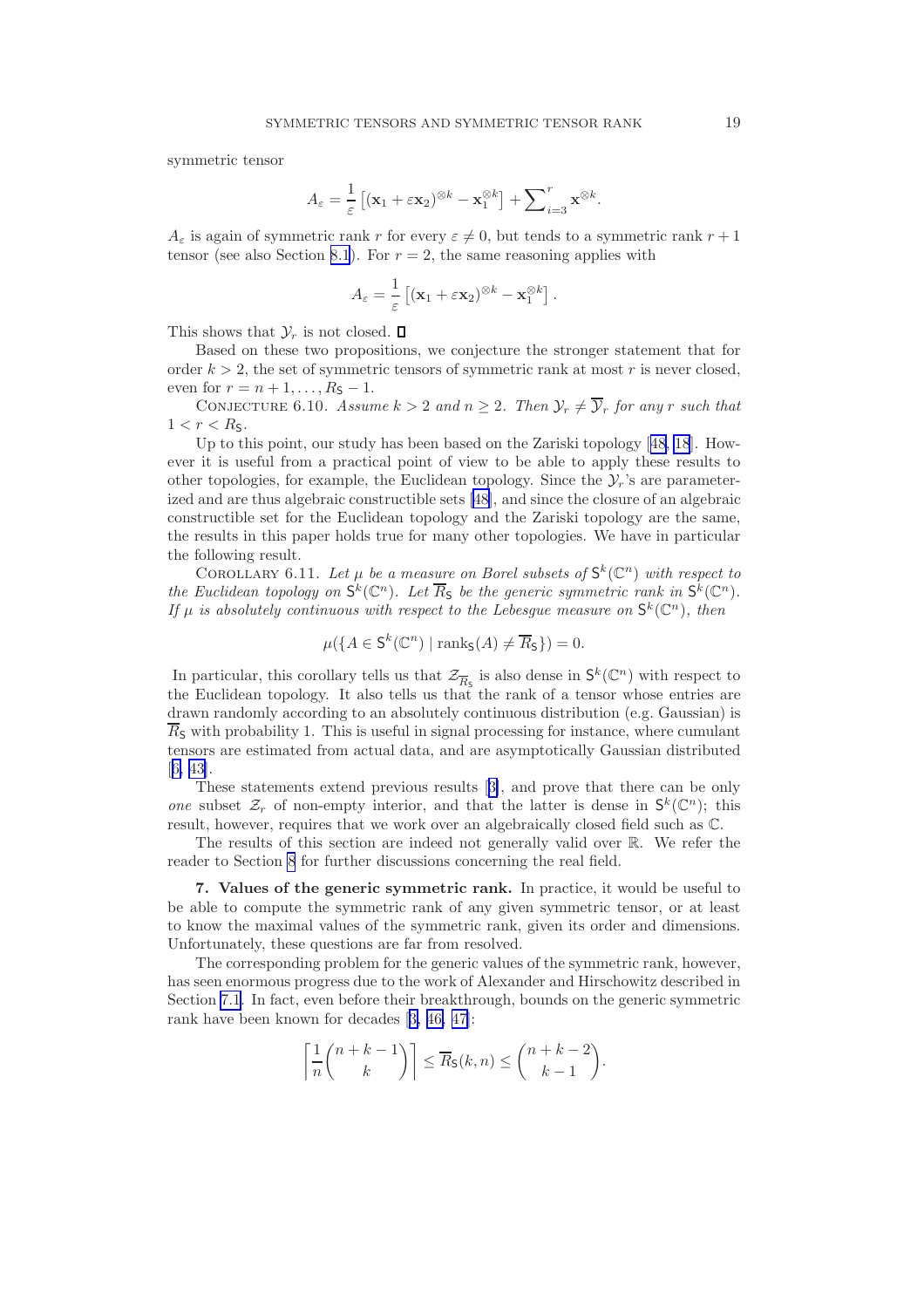symmetric tensor

$$A_\varepsilon = \frac{1}{\varepsilon}\left[(\mathbf{x}_1 + \varepsilon \mathbf{x}_2)^{\otimes k} - \mathbf{x}_1^{\otimes k}\right] + \sum\nolimits_{i=3}^{r} \mathbf{x}^{\otimes k}.$$

$A_\varepsilon$ is again of symmetric rank $r$ for every $\varepsilon \neq 0$, but tends to a symmetric rank $r+1$ tensor (see also Section 8.1). For $r = 2$, the same reasoning applies with

$$A_\varepsilon = \frac{1}{\varepsilon}\left[(\mathbf{x}_1 + \varepsilon \mathbf{x}_2)^{\otimes k} - \mathbf{x}_1^{\otimes k}\right].$$

This shows that $\mathcal{Y}_r$ is not closed. ∎

Based on these two propositions, we conjecture the stronger statement that for order $k > 2$, the set of symmetric tensors of symmetric rank at most $r$ is never closed, even for $r = n+1, \ldots, R_{\mathsf{S}} - 1$.

Conjecture 6.10. *Assume $k > 2$ and $n \geq 2$. Then $\mathcal{Y}_r \neq \overline{\mathcal{Y}}_r$ for any $r$ such that $1 < r < R_{\mathsf{S}}$.*

Up to this point, our study has been based on the Zariski topology [48, 18]. However it is useful from a practical point of view to be able to apply these results to other topologies, for example, the Euclidean topology. Since the $\mathcal{Y}_r$'s are parameterized and are thus algebraic constructible sets [48], and since the closure of an algebraic constructible set for the Euclidean topology and the Zariski topology are the same, the results in this paper holds true for many other topologies. We have in particular the following result.

Corollary 6.11. *Let $\mu$ be a measure on Borel subsets of $\mathsf{S}^k(\mathbb{C}^n)$ with respect to the Euclidean topology on $\mathsf{S}^k(\mathbb{C}^n)$. Let $\overline{R}_{\mathsf{S}}$ be the generic symmetric rank in $\mathsf{S}^k(\mathbb{C}^n)$. If $\mu$ is absolutely continuous with respect to the Lebesgue measure on $\mathsf{S}^k(\mathbb{C}^n)$, then*

$$\mu(\{A \in \mathsf{S}^k(\mathbb{C}^n) \mid \operatorname{rank}_{\mathsf{S}}(A) \neq \overline{R}_{\mathsf{S}}\}) = 0.$$

In particular, this corollary tells us that $\mathcal{Z}_{\overline{R}_{\mathsf{S}}}$ is also dense in $\mathsf{S}^k(\mathbb{C}^n)$ with respect to the Euclidean topology. It also tells us that the rank of a tensor whose entries are drawn randomly according to an absolutely continuous distribution (e.g. Gaussian) is $\overline{R}_{\mathsf{S}}$ with probability 1. This is useful in signal processing for instance, where cumulant tensors are estimated from actual data, and are asymptotically Gaussian distributed [6, 43].

These statements extend previous results [3], and prove that there can be only *one* subset $\mathcal{Z}_r$ of non-empty interior, and that the latter is dense in $\mathsf{S}^k(\mathbb{C}^n)$; this result, however, requires that we work over an algebraically closed field such as $\mathbb{C}$.

The results of this section are indeed not generally valid over $\mathbb{R}$. We refer the reader to Section 8 for further discussions concerning the real field.

**7. Values of the generic symmetric rank.** In practice, it would be useful to be able to compute the symmetric rank of any given symmetric tensor, or at least to know the maximal values of the symmetric rank, given its order and dimensions. Unfortunately, these questions are far from resolved.

The corresponding problem for the generic values of the symmetric rank, however, has seen enormous progress due to the work of Alexander and Hirschowitz described in Section 7.1. In fact, even before their breakthrough, bounds on the generic symmetric rank have been known for decades [3, 46, 47]:

$$\left\lceil \frac{1}{n}\binom{n+k-1}{k} \right\rceil \leq \overline{R}_{\mathsf{S}}(k,n) \leq \binom{n+k-2}{k-1}.$$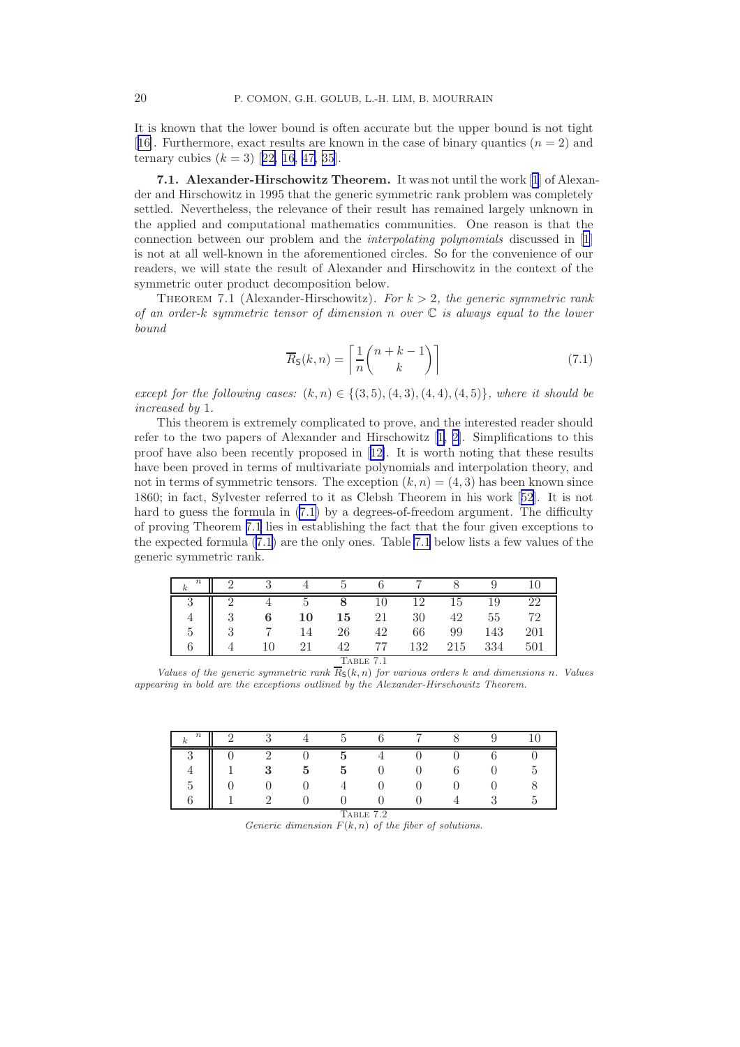It is known that the lower bound is often accurate but the upper bound is not tight [16]. Furthermore, exact results are known in the case of binary quantics ($n = 2$) and ternary cubics ($k = 3$) [22, 16, 47, 35].

### 7.1. Alexander-Hirschowitz Theorem.

It was not until the work [1] of Alexander and Hirschowitz in 1995 that the generic symmetric rank problem was completely settled. Nevertheless, the relevance of their result has remained largely unknown in the applied and computational mathematics communities. One reason is that the connection between our problem and the *interpolating polynomials* discussed in [1] is not at all well-known in the aforementioned circles. So for the convenience of our readers, we will state the result of Alexander and Hirschowitz in the context of the symmetric outer product decomposition below.

Theorem 7.1 (Alexander-Hirschowitz). *For $k > 2$, the generic symmetric rank of an order-$k$ symmetric tensor of dimension $n$ over $\mathbb{C}$ is always equal to the lower bound*

$$\overline{R}_{\mathsf{S}}(k,n) = \left\lceil \frac{1}{n}\binom{n+k-1}{k} \right\rceil \tag{7.1}$$

*except for the following cases: $(k, n) \in \{(3, 5), (4, 3), (4, 4), (4, 5)\}$, where it should be increased by 1.*

This theorem is extremely complicated to prove, and the interested reader should refer to the two papers of Alexander and Hirschowitz [1, 2]. Simplifications to this proof have also been recently proposed in [12]. It is worth noting that these results have been proved in terms of multivariate polynomials and interpolation theory, and not in terms of symmetric tensors. The exception $(k, n) = (4, 3)$ has been known since 1860; in fact, Sylvester referred to it as Clebsh Theorem in his work [52]. It is not hard to guess the formula in (7.1) by a degrees-of-freedom argument. The difficulty of proving Theorem 7.1 lies in establishing the fact that the four given exceptions to the expected formula (7.1) are the only ones. Table 7.1 below lists a few values of the generic symmetric rank.

| $k$ \ $n$ | 2 | 3 | 4 | 5 | 6 | 7 | 8 | 9 | 10 |
|---|---|---|---|---|---|---|---|---|---|
| 3 | 2 | 4 | 5 | **8** | 10 | 12 | 15 | 19 | 22 |
| 4 | 3 | **6** | **10** | **15** | 21 | 30 | 42 | 55 | 72 |
| 5 | 3 | 7 | 14 | 26 | 42 | 66 | 99 | 143 | 201 |
| 6 | 4 | 10 | 21 | 42 | 77 | 132 | 215 | 334 | 501 |

Table 7.1

*Values of the generic symmetric rank $\overline{R}_{\mathsf{S}}(k,n)$ for various orders $k$ and dimensions $n$. Values appearing in bold are the exceptions outlined by the Alexander-Hirschowitz Theorem.*

| $k$ \ $n$ | 2 | 3 | 4 | 5 | 6 | 7 | 8 | 9 | 10 |
|---|---|---|---|---|---|---|---|---|---|
| 3 | 0 | 2 | 0 | **5** | 4 | 0 | 0 | 6 | 0 |
| 4 | 1 | **3** | **5** | **5** | 0 | 0 | 6 | 0 | 5 |
| 5 | 0 | 0 | 0 | 4 | 0 | 0 | 0 | 0 | 8 |
| 6 | 1 | 2 | 0 | 0 | 0 | 0 | 4 | 3 | 5 |

Table 7.2

*Generic dimension $F(k,n)$ of the fiber of solutions.*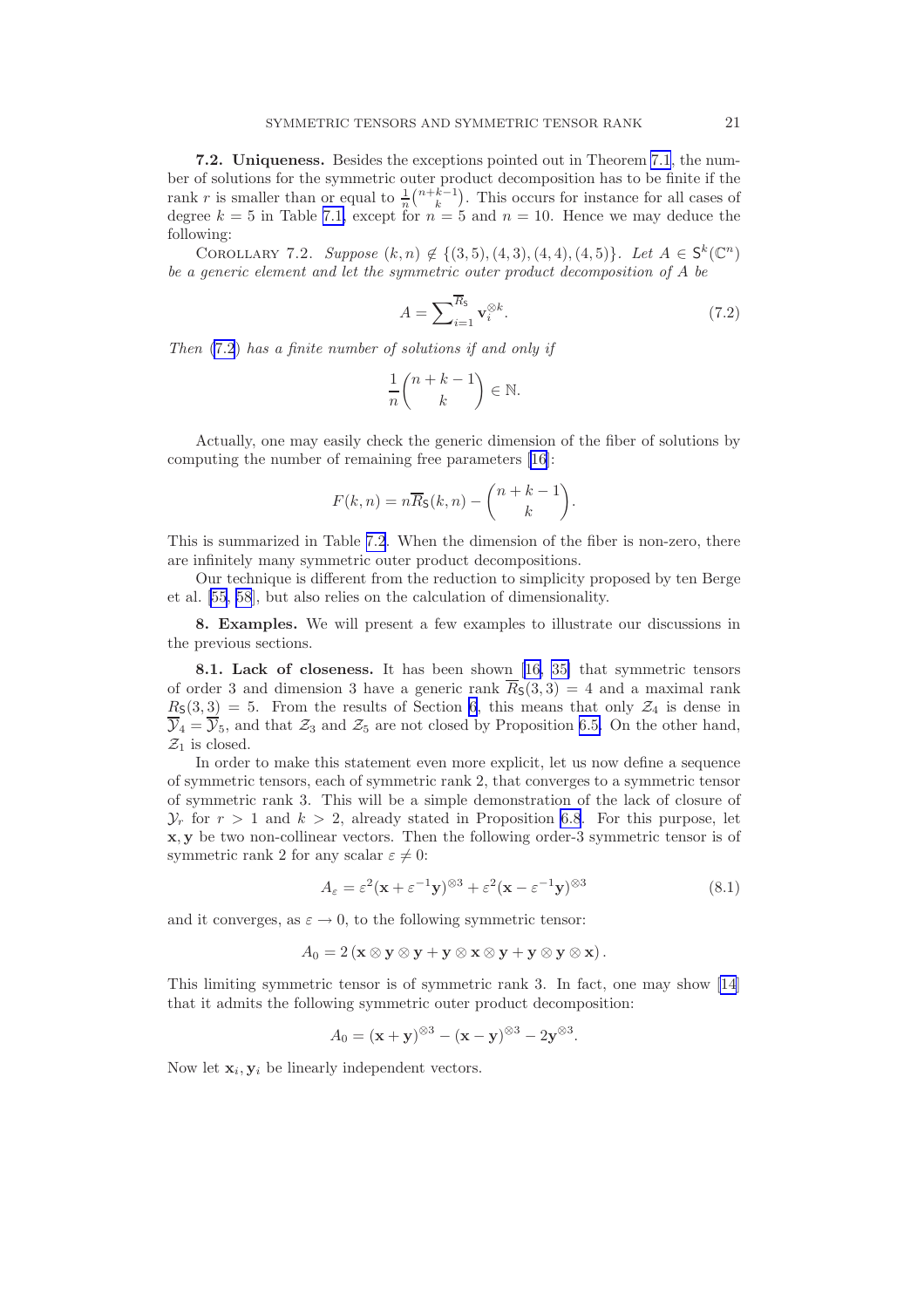**7.2. Uniqueness.** Besides the exceptions pointed out in Theorem 7.1, the number of solutions for the symmetric outer product decomposition has to be finite if the rank $r$ is smaller than or equal to $\frac{1}{n}\binom{n+k-1}{k}$. This occurs for instance for all cases of degree $k = 5$ in Table 7.1, except for $n = 5$ and $n = 10$. Hence we may deduce the following:

Corollary 7.2. *Suppose* $(k, n) \notin \{(3, 5), (4, 3), (4, 4), (4, 5)\}$. *Let* $A \in \mathsf{S}^k(\mathbb{C}^n)$ *be a generic element and let the symmetric outer product decomposition of* $A$ *be*

$$A = \sum_{i=1}^{\overline{R}_\mathsf{S}} \mathbf{v}_i^{\otimes k}. \tag{7.2}$$

*Then* (7.2) *has a finite number of solutions if and only if*

$$\frac{1}{n}\binom{n+k-1}{k} \in \mathbb{N}.$$

Actually, one may easily check the generic dimension of the fiber of solutions by computing the number of remaining free parameters [16]:

$$F(k, n) = n\overline{R}_\mathsf{S}(k, n) - \binom{n+k-1}{k}.$$

This is summarized in Table 7.2. When the dimension of the fiber is non-zero, there are infinitely many symmetric outer product decompositions.

Our technique is different from the reduction to simplicity proposed by ten Berge et al. [55, 58], but also relies on the calculation of dimensionality.

**8. Examples.** We will present a few examples to illustrate our discussions in the previous sections.

**8.1. Lack of closeness.** It has been shown [16, 35] that symmetric tensors of order 3 and dimension 3 have a generic rank $\overline{R}_\mathsf{S}(3, 3) = 4$ and a maximal rank $R_\mathsf{S}(3, 3) = 5$. From the results of Section 6, this means that only $\mathcal{Z}_4$ is dense in $\overline{\mathcal{Y}}_4 = \overline{\mathcal{Y}}_5$, and that $\mathcal{Z}_3$ and $\mathcal{Z}_5$ are not closed by Proposition 6.5. On the other hand, $\mathcal{Z}_1$ is closed.

In order to make this statement even more explicit, let us now define a sequence of symmetric tensors, each of symmetric rank 2, that converges to a symmetric tensor of symmetric rank 3. This will be a simple demonstration of the lack of closure of $\mathcal{Y}_r$ for $r > 1$ and $k > 2$, already stated in Proposition 6.8. For this purpose, let $\mathbf{x}, \mathbf{y}$ be two non-collinear vectors. Then the following order-3 symmetric tensor is of symmetric rank 2 for any scalar $\varepsilon \neq 0$:

$$A_\varepsilon = \varepsilon^2(\mathbf{x} + \varepsilon^{-1}\mathbf{y})^{\otimes 3} + \varepsilon^2(\mathbf{x} - \varepsilon^{-1}\mathbf{y})^{\otimes 3} \tag{8.1}$$

and it converges, as $\varepsilon \to 0$, to the following symmetric tensor:

$$A_0 = 2\left(\mathbf{x} \otimes \mathbf{y} \otimes \mathbf{y} + \mathbf{y} \otimes \mathbf{x} \otimes \mathbf{y} + \mathbf{y} \otimes \mathbf{y} \otimes \mathbf{x}\right).$$

This limiting symmetric tensor is of symmetric rank 3. In fact, one may show [14] that it admits the following symmetric outer product decomposition:

$$A_0 = (\mathbf{x} + \mathbf{y})^{\otimes 3} - (\mathbf{x} - \mathbf{y})^{\otimes 3} - 2\mathbf{y}^{\otimes 3}.$$

Now let $\mathbf{x}_i, \mathbf{y}_i$ be linearly independent vectors.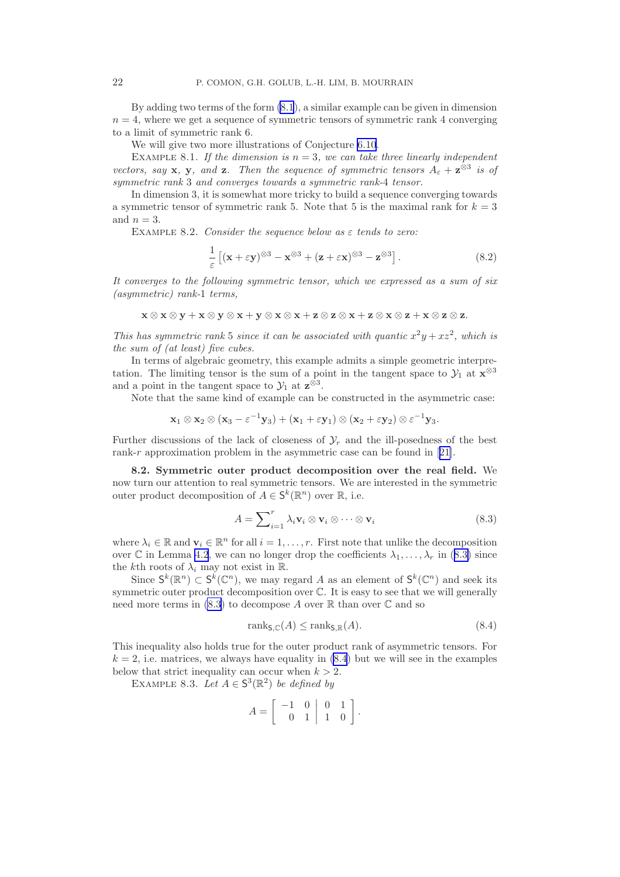By adding two terms of the form (8.1), a similar example can be given in dimension $n = 4$, where we get a sequence of symmetric tensors of symmetric rank 4 converging to a limit of symmetric rank 6.

We will give two more illustrations of Conjecture 6.10.

Example 8.1. *If the dimension is $n = 3$, we can take three linearly independent vectors, say $\mathbf{x}$, $\mathbf{y}$, and $\mathbf{z}$. Then the sequence of symmetric tensors $A_\varepsilon + \mathbf{z}^{\otimes 3}$ is of symmetric rank 3 and converges towards a symmetric rank-4 tensor.*

In dimension 3, it is somewhat more tricky to build a sequence converging towards a symmetric tensor of symmetric rank 5. Note that 5 is the maximal rank for $k = 3$ and $n = 3$.

Example 8.2. *Consider the sequence below as $\varepsilon$ tends to zero:*

$$\frac{1}{\varepsilon}\left[(\mathbf{x}+\varepsilon\mathbf{y})^{\otimes 3} - \mathbf{x}^{\otimes 3} + (\mathbf{z}+\varepsilon\mathbf{x})^{\otimes 3} - \mathbf{z}^{\otimes 3}\right]. \tag{8.2}$$

*It converges to the following symmetric tensor, which we expressed as a sum of six (asymmetric) rank-1 terms,*

$$\mathbf{x}\otimes\mathbf{x}\otimes\mathbf{y} + \mathbf{x}\otimes\mathbf{y}\otimes\mathbf{x} + \mathbf{y}\otimes\mathbf{x}\otimes\mathbf{x} + \mathbf{z}\otimes\mathbf{z}\otimes\mathbf{x} + \mathbf{z}\otimes\mathbf{x}\otimes\mathbf{z} + \mathbf{x}\otimes\mathbf{z}\otimes\mathbf{z}.$$

*This has symmetric rank 5 since it can be associated with quantic $x^2y + xz^2$, which is the sum of (at least) five cubes.*

In terms of algebraic geometry, this example admits a simple geometric interpretation. The limiting tensor is the sum of a point in the tangent space to $\mathcal{Y}_1$ at $\mathbf{x}^{\otimes 3}$ and a point in the tangent space to $\mathcal{Y}_1$ at $\mathbf{z}^{\otimes 3}$.

Note that the same kind of example can be constructed in the asymmetric case:

$$\mathbf{x}_1 \otimes \mathbf{x}_2 \otimes (\mathbf{x}_3 - \varepsilon^{-1}\mathbf{y}_3) + (\mathbf{x}_1 + \varepsilon\mathbf{y}_1) \otimes (\mathbf{x}_2 + \varepsilon\mathbf{y}_2) \otimes \varepsilon^{-1}\mathbf{y}_3.$$

Further discussions of the lack of closeness of $\mathcal{Y}_r$ and the ill-posedness of the best rank-$r$ approximation problem in the asymmetric case can be found in [21].

**8.2. Symmetric outer product decomposition over the real field.** We now turn our attention to real symmetric tensors. We are interested in the symmetric outer product decomposition of $A \in \mathsf{S}^k(\mathbb{R}^n)$ over $\mathbb{R}$, i.e.

$$A = \sum\nolimits_{i=1}^{r} \lambda_i \mathbf{v}_i \otimes \mathbf{v}_i \otimes \cdots \otimes \mathbf{v}_i \tag{8.3}$$

where $\lambda_i \in \mathbb{R}$ and $\mathbf{v}_i \in \mathbb{R}^n$ for all $i = 1, \ldots, r$. First note that unlike the decomposition over $\mathbb{C}$ in Lemma 4.2, we can no longer drop the coefficients $\lambda_1, \ldots, \lambda_r$ in (8.3) since the $k$th roots of $\lambda_i$ may not exist in $\mathbb{R}$.

Since $\mathsf{S}^k(\mathbb{R}^n) \subset \mathsf{S}^k(\mathbb{C}^n)$, we may regard $A$ as an element of $\mathsf{S}^k(\mathbb{C}^n)$ and seek its symmetric outer product decomposition over $\mathbb{C}$. It is easy to see that we will generally need more terms in (8.3) to decompose $A$ over $\mathbb{R}$ than over $\mathbb{C}$ and so

$$\operatorname{rank}_{\mathsf{S},\mathbb{C}}(A) \leq \operatorname{rank}_{\mathsf{S},\mathbb{R}}(A). \tag{8.4}$$

This inequality also holds true for the outer product rank of asymmetric tensors. For $k = 2$, i.e. matrices, we always have equality in (8.4) but we will see in the examples below that strict inequality can occur when $k > 2$.

Example 8.3. *Let $A \in \mathsf{S}^3(\mathbb{R}^2)$ be defined by*

$$A = \left[\begin{array}{cc|cc} -1 & 0 & 0 & 1 \\ 0 & 1 & 1 & 0 \end{array}\right].$$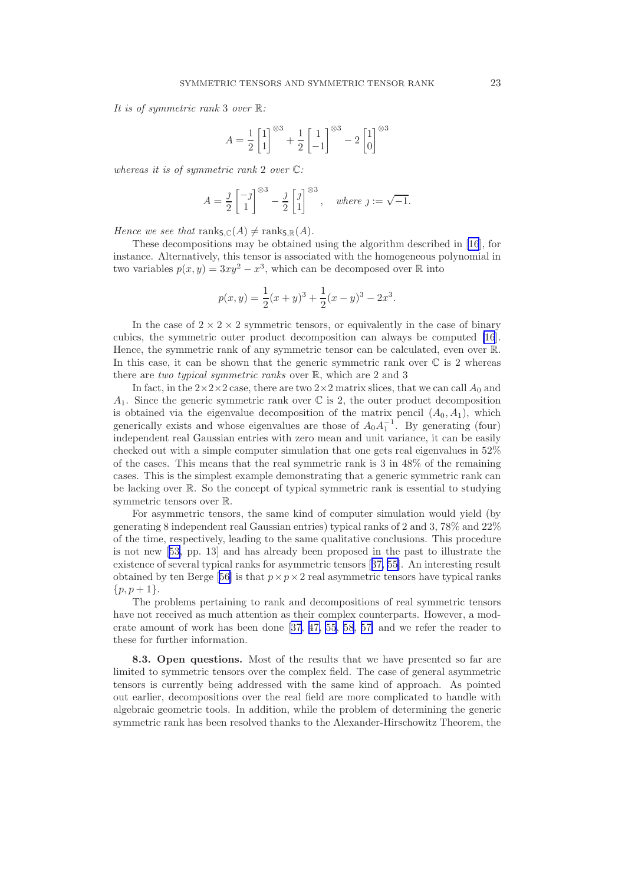*It is of symmetric rank* 3 *over* $\mathbb{R}$*:*

$$A = \frac{1}{2}\begin{bmatrix}1\\1\end{bmatrix}^{\otimes 3} + \frac{1}{2}\begin{bmatrix}1\\-1\end{bmatrix}^{\otimes 3} - 2\begin{bmatrix}1\\0\end{bmatrix}^{\otimes 3}$$

*whereas it is of symmetric rank* 2 *over* $\mathbb{C}$*:*

$$A = \frac{\jmath}{2}\begin{bmatrix}-\jmath\\1\end{bmatrix}^{\otimes 3} - \frac{\jmath}{2}\begin{bmatrix}\jmath\\1\end{bmatrix}^{\otimes 3}, \quad \textit{where } \jmath := \sqrt{-1}.$$

*Hence we see that* $\operatorname{rank}_{\mathsf{S},\mathbb{C}}(A) \neq \operatorname{rank}_{\mathsf{S},\mathbb{R}}(A)$.

These decompositions may be obtained using the algorithm described in [16], for instance. Alternatively, this tensor is associated with the homogeneous polynomial in two variables $p(x, y) = 3xy^2 - x^3$, which can be decomposed over $\mathbb{R}$ into

$$p(x, y) = \frac{1}{2}(x + y)^3 + \frac{1}{2}(x - y)^3 - 2x^3.$$

In the case of $2 \times 2 \times 2$ symmetric tensors, or equivalently in the case of binary cubics, the symmetric outer product decomposition can always be computed [16]. Hence, the symmetric rank of any symmetric tensor can be calculated, even over $\mathbb{R}$. In this case, it can be shown that the generic symmetric rank over $\mathbb{C}$ is 2 whereas there are *two typical symmetric ranks* over $\mathbb{R}$, which are 2 and 3

In fact, in the $2\times2\times2$ case, there are two $2\times2$ matrix slices, that we can call $A_0$ and $A_1$. Since the generic symmetric rank over $\mathbb{C}$ is 2, the outer product decomposition is obtained via the eigenvalue decomposition of the matrix pencil $(A_0, A_1)$, which generically exists and whose eigenvalues are those of $A_0A_1^{-1}$. By generating (four) independent real Gaussian entries with zero mean and unit variance, it can be easily checked out with a simple computer simulation that one gets real eigenvalues in 52% of the cases. This means that the real symmetric rank is 3 in 48% of the remaining cases. This is the simplest example demonstrating that a generic symmetric rank can be lacking over $\mathbb{R}$. So the concept of typical symmetric rank is essential to studying symmetric tensors over $\mathbb{R}$.

For asymmetric tensors, the same kind of computer simulation would yield (by generating 8 independent real Gaussian entries) typical ranks of 2 and 3, 78% and 22% of the time, respectively, leading to the same qualitative conclusions. This procedure is not new [53, pp. 13] and has already been proposed in the past to illustrate the existence of several typical ranks for asymmetric tensors [37, 55]. An interesting result obtained by ten Berge [56] is that $p \times p \times 2$ real asymmetric tensors have typical ranks $\{p, p + 1\}$.

The problems pertaining to rank and decompositions of real symmetric tensors have not received as much attention as their complex counterparts. However, a moderate amount of work has been done [37, 47, 55, 58, 57] and we refer the reader to these for further information.

**8.3. Open questions.** Most of the results that we have presented so far are limited to symmetric tensors over the complex field. The case of general asymmetric tensors is currently being addressed with the same kind of approach. As pointed out earlier, decompositions over the real field are more complicated to handle with algebraic geometric tools. In addition, while the problem of determining the generic symmetric rank has been resolved thanks to the Alexander-Hirschowitz Theorem, the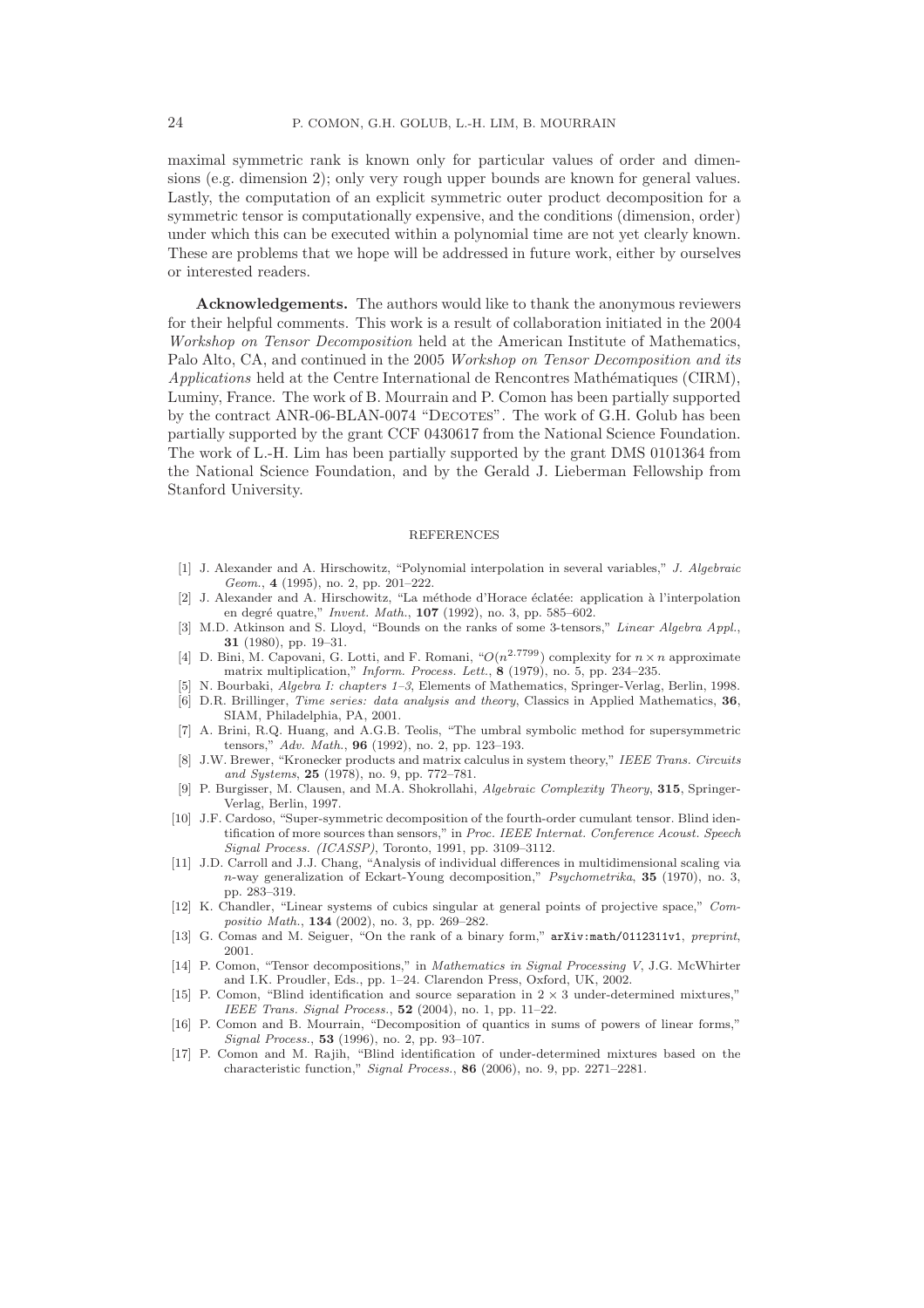maximal symmetric rank is known only for particular values of order and dimensions (e.g. dimension 2); only very rough upper bounds are known for general values. Lastly, the computation of an explicit symmetric outer product decomposition for a symmetric tensor is computationally expensive, and the conditions (dimension, order) under which this can be executed within a polynomial time are not yet clearly known. These are problems that we hope will be addressed in future work, either by ourselves or interested readers.

**Acknowledgements.** The authors would like to thank the anonymous reviewers for their helpful comments. This work is a result of collaboration initiated in the 2004 *Workshop on Tensor Decomposition* held at the American Institute of Mathematics, Palo Alto, CA, and continued in the 2005 *Workshop on Tensor Decomposition and its Applications* held at the Centre International de Rencontres Mathématiques (CIRM), Luminy, France. The work of B. Mourrain and P. Comon has been partially supported by the contract ANR-06-BLAN-0074 "Decotes". The work of G.H. Golub has been partially supported by the grant CCF 0430617 from the National Science Foundation. The work of L.-H. Lim has been partially supported by the grant DMS 0101364 from the National Science Foundation, and by the Gerald J. Lieberman Fellowship from Stanford University.

## REFERENCES

[1] J. Alexander and A. Hirschowitz, "Polynomial interpolation in several variables," *J. Algebraic Geom.*, **4** (1995), no. 2, pp. 201–222.

[2] J. Alexander and A. Hirschowitz, "La méthode d'Horace éclatée: application à l'interpolation en degré quatre," *Invent. Math.*, **107** (1992), no. 3, pp. 585–602.

[3] M.D. Atkinson and S. Lloyd, "Bounds on the ranks of some 3-tensors," *Linear Algebra Appl.*, **31** (1980), pp. 19–31.

[4] D. Bini, M. Capovani, G. Lotti, and F. Romani, "$O(n^{2.7799})$ complexity for $n \times n$ approximate matrix multiplication," *Inform. Process. Lett.*, **8** (1979), no. 5, pp. 234–235.

[5] N. Bourbaki, *Algebra I: chapters 1–3*, Elements of Mathematics, Springer-Verlag, Berlin, 1998.

[6] D.R. Brillinger, *Time series: data analysis and theory*, Classics in Applied Mathematics, **36**, SIAM, Philadelphia, PA, 2001.

[7] A. Brini, R.Q. Huang, and A.G.B. Teolis, "The umbral symbolic method for supersymmetric tensors," *Adv. Math.*, **96** (1992), no. 2, pp. 123–193.

[8] J.W. Brewer, "Kronecker products and matrix calculus in system theory," *IEEE Trans. Circuits and Systems*, **25** (1978), no. 9, pp. 772–781.

[9] P. Burgisser, M. Clausen, and M.A. Shokrollahi, *Algebraic Complexity Theory*, **315**, Springer-Verlag, Berlin, 1997.

[10] J.F. Cardoso, "Super-symmetric decomposition of the fourth-order cumulant tensor. Blind identification of more sources than sensors," in *Proc. IEEE Internat. Conference Acoust. Speech Signal Process. (ICASSP)*, Toronto, 1991, pp. 3109–3112.

[11] J.D. Carroll and J.J. Chang, "Analysis of individual differences in multidimensional scaling via $n$-way generalization of Eckart-Young decomposition," *Psychometrika*, **35** (1970), no. 3, pp. 283–319.

[12] K. Chandler, "Linear systems of cubics singular at general points of projective space," *Compositio Math.*, **134** (2002), no. 3, pp. 269–282.

[13] G. Comas and M. Seiguer, "On the rank of a binary form," `arXiv:math/0112311v1`, *preprint*, 2001.

[14] P. Comon, "Tensor decompositions," in *Mathematics in Signal Processing V*, J.G. McWhirter and I.K. Proudler, Eds., pp. 1–24. Clarendon Press, Oxford, UK, 2002.

[15] P. Comon, "Blind identification and source separation in $2 \times 3$ under-determined mixtures," *IEEE Trans. Signal Process.*, **52** (2004), no. 1, pp. 11–22.

[16] P. Comon and B. Mourrain, "Decomposition of quantics in sums of powers of linear forms," *Signal Process.*, **53** (1996), no. 2, pp. 93–107.

[17] P. Comon and M. Rajih, "Blind identification of under-determined mixtures based on the characteristic function," *Signal Process.*, **86** (2006), no. 9, pp. 2271–2281.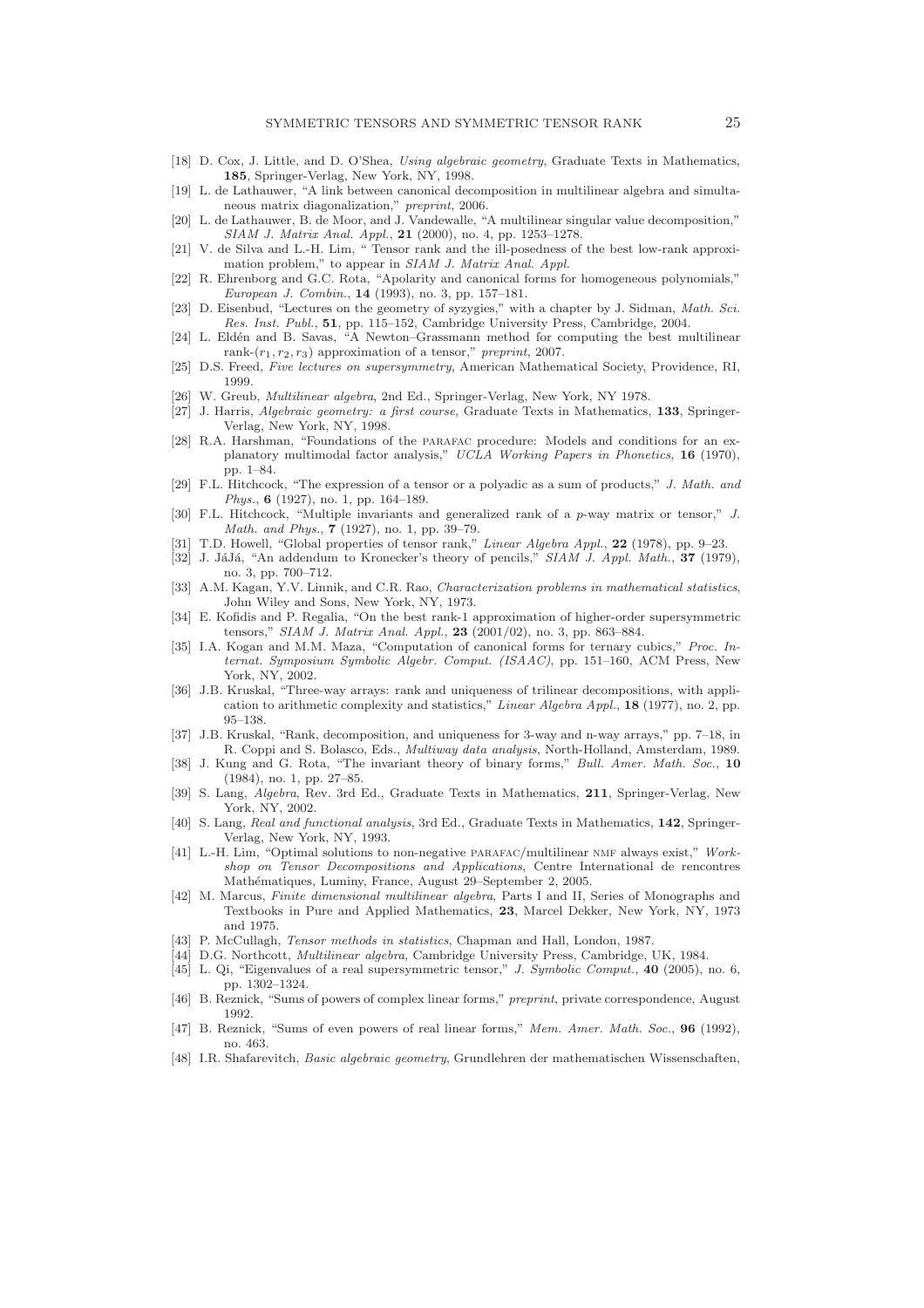[18] D. Cox, J. Little, and D. O'Shea, *Using algebraic geometry*, Graduate Texts in Mathematics, **185**, Springer-Verlag, New York, NY, 1998.

[19] L. de Lathauwer, "A link between canonical decomposition in multilinear algebra and simultaneous matrix diagonalization," *preprint*, 2006.

[20] L. de Lathauwer, B. de Moor, and J. Vandewalle, "A multilinear singular value decomposition," *SIAM J. Matrix Anal. Appl.*, **21** (2000), no. 4, pp. 1253–1278.

[21] V. de Silva and L.-H. Lim, " Tensor rank and the ill-posedness of the best low-rank approximation problem," to appear in *SIAM J. Matrix Anal. Appl.*

[22] R. Ehrenborg and G.C. Rota, "Apolarity and canonical forms for homogeneous polynomials," *European J. Combin.*, **14** (1993), no. 3, pp. 157–181.

[23] D. Eisenbud, "Lectures on the geometry of syzygies," with a chapter by J. Sidman, *Math. Sci. Res. Inst. Publ.*, **51**, pp. 115–152, Cambridge University Press, Cambridge, 2004.

[24] L. Eldén and B. Savas, "A Newton–Grassmann method for computing the best multilinear rank-$(r_1, r_2, r_3)$ approximation of a tensor," *preprint*, 2007.

[25] D.S. Freed, *Five lectures on supersymmetry*, American Mathematical Society, Providence, RI, 1999.

[26] W. Greub, *Multilinear algebra*, 2nd Ed., Springer-Verlag, New York, NY 1978.

[27] J. Harris, *Algebraic geometry: a first course*, Graduate Texts in Mathematics, **133**, Springer-Verlag, New York, NY, 1998.

[28] R.A. Harshman, "Foundations of the PARAFAC procedure: Models and conditions for an explanatory multimodal factor analysis," *UCLA Working Papers in Phonetics*, **16** (1970), pp. 1–84.

[29] F.L. Hitchcock, "The expression of a tensor or a polyadic as a sum of products," *J. Math. and Phys.*, **6** (1927), no. 1, pp. 164–189.

[30] F.L. Hitchcock, "Multiple invariants and generalized rank of a $p$-way matrix or tensor," *J. Math. and Phys.*, **7** (1927), no. 1, pp. 39–79.

[31] T.D. Howell, "Global properties of tensor rank," *Linear Algebra Appl.*, **22** (1978), pp. 9–23.

[32] J. JáJá, "An addendum to Kronecker's theory of pencils," *SIAM J. Appl. Math.*, **37** (1979), no. 3, pp. 700–712.

[33] A.M. Kagan, Y.V. Linnik, and C.R. Rao, *Characterization problems in mathematical statistics*, John Wiley and Sons, New York, NY, 1973.

[34] E. Kofidis and P. Regalia, "On the best rank-1 approximation of higher-order supersymmetric tensors," *SIAM J. Matrix Anal. Appl.*, **23** (2001/02), no. 3, pp. 863–884.

[35] I.A. Kogan and M.M. Maza, "Computation of canonical forms for ternary cubics," *Proc. Internat. Symposium Symbolic Algebr. Comput. (ISAAC)*, pp. 151–160, ACM Press, New York, NY, 2002.

[36] J.B. Kruskal, "Three-way arrays: rank and uniqueness of trilinear decompositions, with application to arithmetic complexity and statistics," *Linear Algebra Appl.*, **18** (1977), no. 2, pp. 95–138.

[37] J.B. Kruskal, "Rank, decomposition, and uniqueness for 3-way and n-way arrays," pp. 7–18, in R. Coppi and S. Bolasco, Eds., *Multiway data analysis*, North-Holland, Amsterdam, 1989.

[38] J. Kung and G. Rota, "The invariant theory of binary forms," *Bull. Amer. Math. Soc.*, **10** (1984), no. 1, pp. 27–85.

[39] S. Lang, *Algebra*, Rev. 3rd Ed., Graduate Texts in Mathematics, **211**, Springer-Verlag, New York, NY, 2002.

[40] S. Lang, *Real and functional analysis*, 3rd Ed., Graduate Texts in Mathematics, **142**, Springer-Verlag, New York, NY, 1993.

[41] L.-H. Lim, "Optimal solutions to non-negative PARAFAC/multilinear NMF always exist," *Workshop on Tensor Decompositions and Applications*, Centre International de rencontres Mathématiques, Luminy, France, August 29–September 2, 2005.

[42] M. Marcus, *Finite dimensional multilinear algebra*, Parts I and II, Series of Monographs and Textbooks in Pure and Applied Mathematics, **23**, Marcel Dekker, New York, NY, 1973 and 1975.

[43] P. McCullagh, *Tensor methods in statistics*, Chapman and Hall, London, 1987.

[44] D.G. Northcott, *Multilinear algebra*, Cambridge University Press, Cambridge, UK, 1984.

[45] L. Qi, "Eigenvalues of a real supersymmetric tensor," *J. Symbolic Comput.*, **40** (2005), no. 6, pp. 1302–1324.

[46] B. Reznick, "Sums of powers of complex linear forms," *preprint*, private correspondence, August 1992.

[47] B. Reznick, "Sums of even powers of real linear forms," *Mem. Amer. Math. Soc.*, **96** (1992), no. 463.

[48] I.R. Shafarevitch, *Basic algebraic geometry*, Grundlehren der mathematischen Wissenschaften,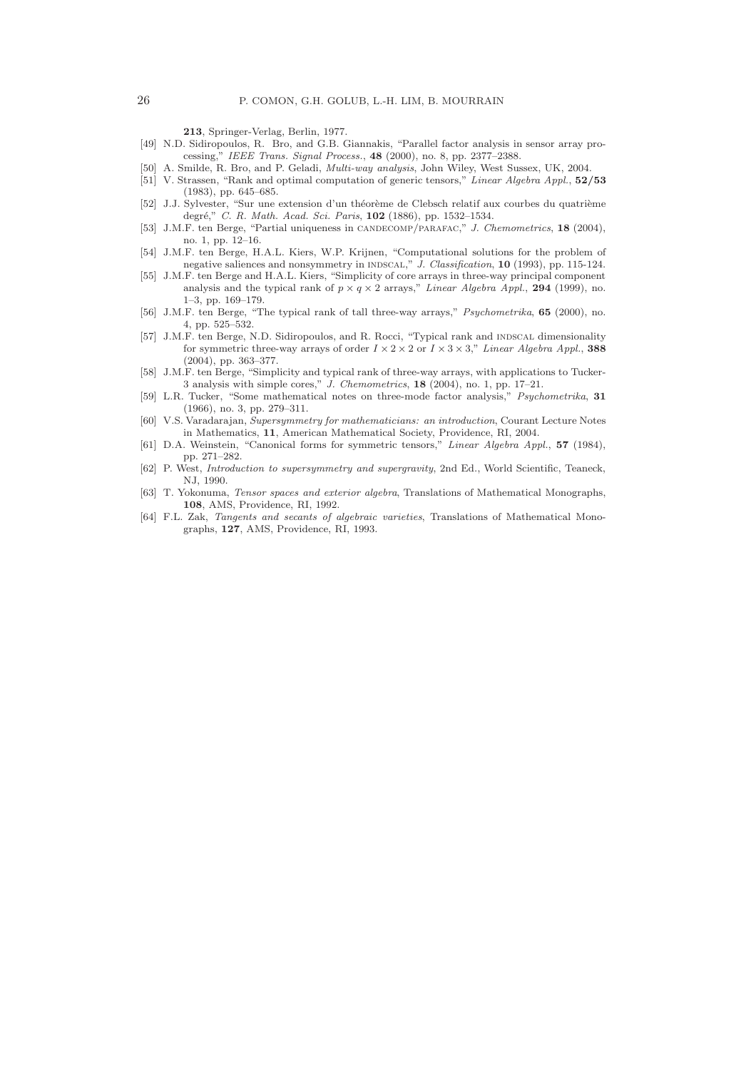**213**, Springer-Verlag, Berlin, 1977.

[49] N.D. Sidiropoulos, R. Bro, and G.B. Giannakis, "Parallel factor analysis in sensor array processing," *IEEE Trans. Signal Process.*, **48** (2000), no. 8, pp. 2377–2388.

[50] A. Smilde, R. Bro, and P. Geladi, *Multi-way analysis*, John Wiley, West Sussex, UK, 2004.

[51] V. Strassen, "Rank and optimal computation of generic tensors," *Linear Algebra Appl.*, **52/53** (1983), pp. 645–685.

[52] J.J. Sylvester, "Sur une extension d'un théorème de Clebsch relatif aux courbes du quatrième degré," *C. R. Math. Acad. Sci. Paris*, **102** (1886), pp. 1532–1534.

[53] J.M.F. ten Berge, "Partial uniqueness in CANDECOMP/PARAFAC," *J. Chemometrics*, **18** (2004), no. 1, pp. 12–16.

[54] J.M.F. ten Berge, H.A.L. Kiers, W.P. Krijnen, "Computational solutions for the problem of negative saliences and nonsymmetry in INDSCAL," *J. Classification*, **10** (1993), pp. 115-124.

[55] J.M.F. ten Berge and H.A.L. Kiers, "Simplicity of core arrays in three-way principal component analysis and the typical rank of $p \times q \times 2$ arrays," *Linear Algebra Appl.*, **294** (1999), no. 1–3, pp. 169–179.

[56] J.M.F. ten Berge, "The typical rank of tall three-way arrays," *Psychometrika*, **65** (2000), no. 4, pp. 525–532.

[57] J.M.F. ten Berge, N.D. Sidiropoulos, and R. Rocci, "Typical rank and INDSCAL dimensionality for symmetric three-way arrays of order $I \times 2 \times 2$ or $I \times 3 \times 3$," *Linear Algebra Appl.*, **388** (2004), pp. 363–377.

[58] J.M.F. ten Berge, "Simplicity and typical rank of three-way arrays, with applications to Tucker-3 analysis with simple cores," *J. Chemometrics*, **18** (2004), no. 1, pp. 17–21.

[59] L.R. Tucker, "Some mathematical notes on three-mode factor analysis," *Psychometrika*, **31** (1966), no. 3, pp. 279–311.

[60] V.S. Varadarajan, *Supersymmetry for mathematicians: an introduction*, Courant Lecture Notes in Mathematics, **11**, American Mathematical Society, Providence, RI, 2004.

[61] D.A. Weinstein, "Canonical forms for symmetric tensors," *Linear Algebra Appl.*, **57** (1984), pp. 271–282.

[62] P. West, *Introduction to supersymmetry and supergravity*, 2nd Ed., World Scientific, Teaneck, NJ, 1990.

[63] T. Yokonuma, *Tensor spaces and exterior algebra*, Translations of Mathematical Monographs, **108**, AMS, Providence, RI, 1992.

[64] F.L. Zak, *Tangents and secants of algebraic varieties*, Translations of Mathematical Monographs, **127**, AMS, Providence, RI, 1993.